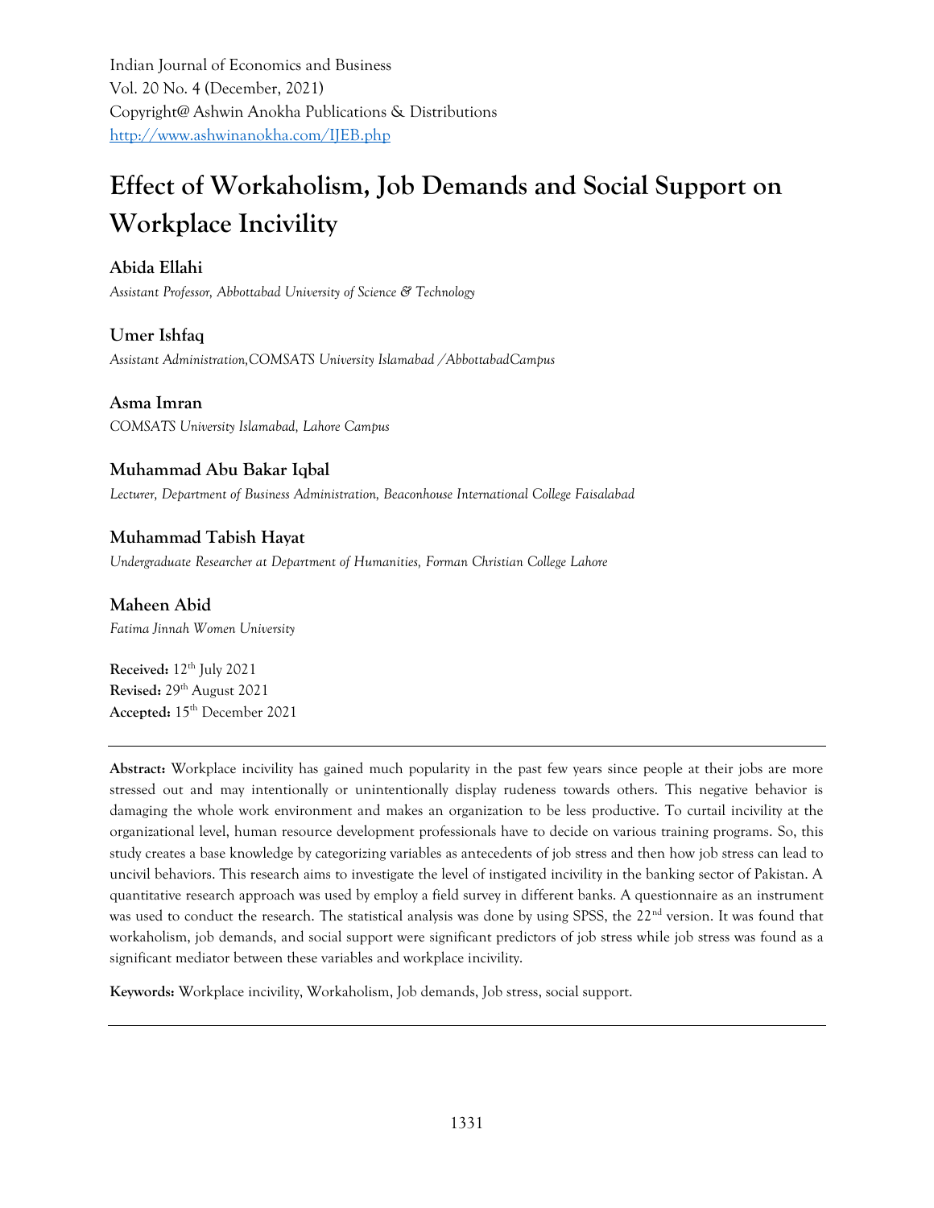Indian Journal of Economics and Business
Vol. 20 No. 4 (December, 2021)
Copyright@ Ashwin Anokha Publications & Distributions
http://www.ashwinanokha.com/IJEB.php

# Effect of Workaholism, Job Demands and Social Support on Workplace Incivility

**Abida Ellahi**
*Assistant Professor, Abbottabad University of Science & Technology*

**Umer Ishfaq**
*Assistant Administration,COMSATS University Islamabad /AbbottabadCampus*

**Asma Imran**
*COMSATS University Islamabad, Lahore Campus*

**Muhammad Abu Bakar Iqbal**
*Lecturer, Department of Business Administration, Beaconhouse International College Faisalabad*

**Muhammad Tabish Hayat**
*Undergraduate Researcher at Department of Humanities, Forman Christian College Lahore*

**Maheen Abid**
*Fatima Jinnah Women University*

**Received:** 12th July 2021
**Revised:** 29th August 2021
**Accepted:** 15th December 2021

---

**Abstract:** Workplace incivility has gained much popularity in the past few years since people at their jobs are more stressed out and may intentionally or unintentionally display rudeness towards others. This negative behavior is damaging the whole work environment and makes an organization to be less productive. To curtail incivility at the organizational level, human resource development professionals have to decide on various training programs. So, this study creates a base knowledge by categorizing variables as antecedents of job stress and then how job stress can lead to uncivil behaviors. This research aims to investigate the level of instigated incivility in the banking sector of Pakistan. A quantitative research approach was used by employ a field survey in different banks. A questionnaire as an instrument was used to conduct the research. The statistical analysis was done by using SPSS, the 22nd version. It was found that workaholism, job demands, and social support were significant predictors of job stress while job stress was found as a significant mediator between these variables and workplace incivility.

**Keywords:** Workplace incivility, Workaholism, Job demands, Job stress, social support.

---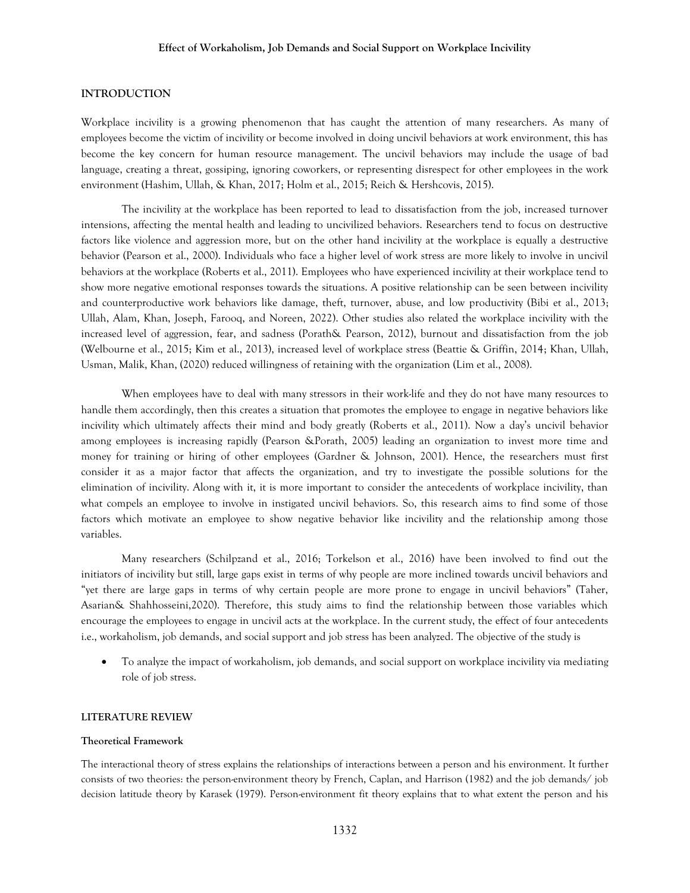## INTRODUCTION

Workplace incivility is a growing phenomenon that has caught the attention of many researchers. As many of employees become the victim of incivility or become involved in doing uncivil behaviors at work environment, this has become the key concern for human resource management. The uncivil behaviors may include the usage of bad language, creating a threat, gossiping, ignoring coworkers, or representing disrespect for other employees in the work environment (Hashim, Ullah, & Khan, 2017; Holm et al., 2015; Reich & Hershcovis, 2015).

The incivility at the workplace has been reported to lead to dissatisfaction from the job, increased turnover intensions, affecting the mental health and leading to uncivilized behaviors. Researchers tend to focus on destructive factors like violence and aggression more, but on the other hand incivility at the workplace is equally a destructive behavior (Pearson et al., 2000). Individuals who face a higher level of work stress are more likely to involve in uncivil behaviors at the workplace (Roberts et al., 2011). Employees who have experienced incivility at their workplace tend to show more negative emotional responses towards the situations. A positive relationship can be seen between incivility and counterproductive work behaviors like damage, theft, turnover, abuse, and low productivity (Bibi et al., 2013; Ullah, Alam, Khan, Joseph, Farooq, and Noreen, 2022). Other studies also related the workplace incivility with the increased level of aggression, fear, and sadness (Porath& Pearson, 2012), burnout and dissatisfaction from the job (Welbourne et al., 2015; Kim et al., 2013), increased level of workplace stress (Beattie & Griffin, 2014; Khan, Ullah, Usman, Malik, Khan, (2020) reduced willingness of retaining with the organization (Lim et al., 2008).

When employees have to deal with many stressors in their work-life and they do not have many resources to handle them accordingly, then this creates a situation that promotes the employee to engage in negative behaviors like incivility which ultimately affects their mind and body greatly (Roberts et al., 2011). Now a day's uncivil behavior among employees is increasing rapidly (Pearson &Porath, 2005) leading an organization to invest more time and money for training or hiring of other employees (Gardner & Johnson, 2001). Hence, the researchers must first consider it as a major factor that affects the organization, and try to investigate the possible solutions for the elimination of incivility. Along with it, it is more important to consider the antecedents of workplace incivility, than what compels an employee to involve in instigated uncivil behaviors. So, this research aims to find some of those factors which motivate an employee to show negative behavior like incivility and the relationship among those variables.

Many researchers (Schilpzand et al., 2016; Torkelson et al., 2016) have been involved to find out the initiators of incivility but still, large gaps exist in terms of why people are more inclined towards uncivil behaviors and "yet there are large gaps in terms of why certain people are more prone to engage in uncivil behaviors" (Taher, Asarian& Shahhosseini,2020). Therefore, this study aims to find the relationship between those variables which encourage the employees to engage in uncivil acts at the workplace. In the current study, the effect of four antecedents i.e., workaholism, job demands, and social support and job stress has been analyzed. The objective of the study is

- To analyze the impact of workaholism, job demands, and social support on workplace incivility via mediating role of job stress.

## LITERATURE REVIEW

### Theoretical Framework

The interactional theory of stress explains the relationships of interactions between a person and his environment. It further consists of two theories: the person-environment theory by French, Caplan, and Harrison (1982) and the job demands/ job decision latitude theory by Karasek (1979). Person-environment fit theory explains that to what extent the person and his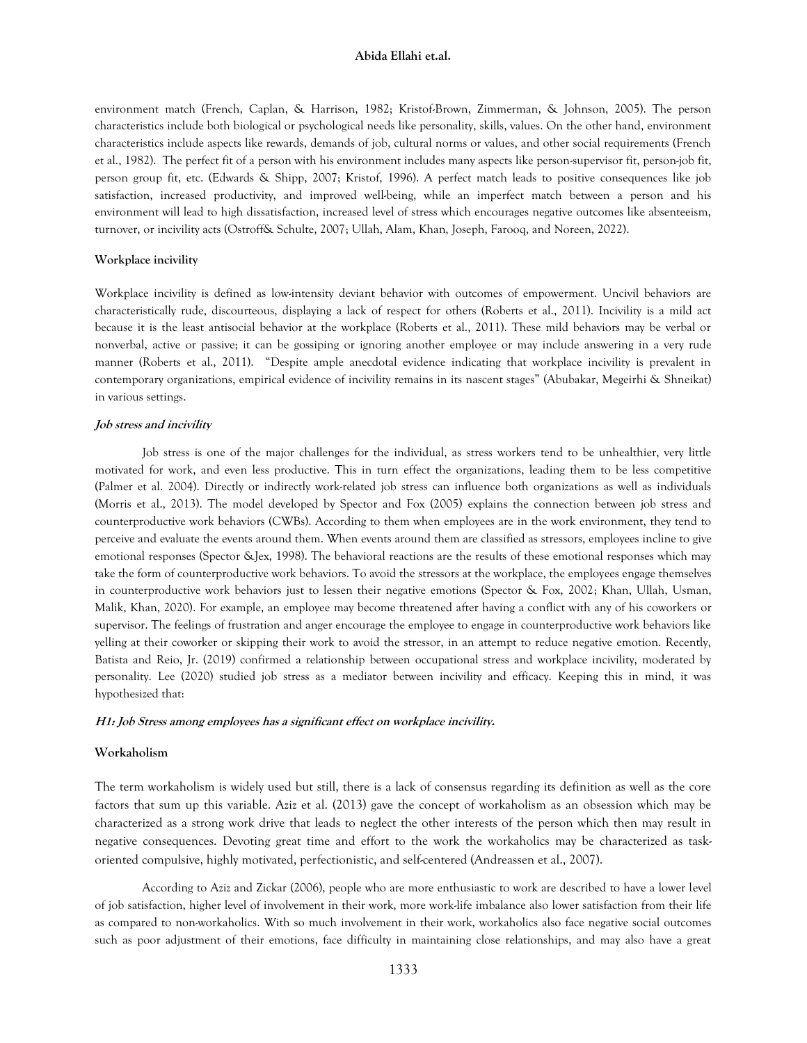environment match (French, Caplan, & Harrison, 1982; Kristof-Brown, Zimmerman, & Johnson, 2005). The person characteristics include both biological or psychological needs like personality, skills, values. On the other hand, environment characteristics include aspects like rewards, demands of job, cultural norms or values, and other social requirements (French et al., 1982). The perfect fit of a person with his environment includes many aspects like person-supervisor fit, person-job fit, person group fit, etc. (Edwards & Shipp, 2007; Kristof, 1996). A perfect match leads to positive consequences like job satisfaction, increased productivity, and improved well-being, while an imperfect match between a person and his environment will lead to high dissatisfaction, increased level of stress which encourages negative outcomes like absenteeism, turnover, or incivility acts (Ostroff& Schulte, 2007; Ullah, Alam, Khan, Joseph, Farooq, and Noreen, 2022).

### Workplace incivility

Workplace incivility is defined as low-intensity deviant behavior with outcomes of empowerment. Uncivil behaviors are characteristically rude, discourteous, displaying a lack of respect for others (Roberts et al., 2011). Incivility is a mild act because it is the least antisocial behavior at the workplace (Roberts et al., 2011). These mild behaviors may be verbal or nonverbal, active or passive; it can be gossiping or ignoring another employee or may include answering in a very rude manner (Roberts et al., 2011). "Despite ample anecdotal evidence indicating that workplace incivility is prevalent in contemporary organizations, empirical evidence of incivility remains in its nascent stages" (Abubakar, Megeirhi & Shneikat) in various settings.

#### *Job stress and incivility*

Job stress is one of the major challenges for the individual, as stress workers tend to be unhealthier, very little motivated for work, and even less productive. This in turn effect the organizations, leading them to be less competitive (Palmer et al. 2004). Directly or indirectly work-related job stress can influence both organizations as well as individuals (Morris et al., 2013). The model developed by Spector and Fox (2005) explains the connection between job stress and counterproductive work behaviors (CWBs). According to them when employees are in the work environment, they tend to perceive and evaluate the events around them. When events around them are classified as stressors, employees incline to give emotional responses (Spector &Jex, 1998). The behavioral reactions are the results of these emotional responses which may take the form of counterproductive work behaviors. To avoid the stressors at the workplace, the employees engage themselves in counterproductive work behaviors just to lessen their negative emotions (Spector & Fox, 2002; Khan, Ullah, Usman, Malik, Khan, 2020). For example, an employee may become threatened after having a conflict with any of his coworkers or supervisor. The feelings of frustration and anger encourage the employee to engage in counterproductive work behaviors like yelling at their coworker or skipping their work to avoid the stressor, in an attempt to reduce negative emotion. Recently, Batista and Reio, Jr. (2019) confirmed a relationship between occupational stress and workplace incivility, moderated by personality. Lee (2020) studied job stress as a mediator between incivility and efficacy. Keeping this in mind, it was hypothesized that:

***H1: Job Stress among employees has a significant effect on workplace incivility.***

### Workaholism

The term workaholism is widely used but still, there is a lack of consensus regarding its definition as well as the core factors that sum up this variable. Aziz et al. (2013) gave the concept of workaholism as an obsession which may be characterized as a strong work drive that leads to neglect the other interests of the person which then may result in negative consequences. Devoting great time and effort to the work the workaholics may be characterized as task-oriented compulsive, highly motivated, perfectionistic, and self-centered (Andreassen et al., 2007).

According to Aziz and Zickar (2006), people who are more enthusiastic to work are described to have a lower level of job satisfaction, higher level of involvement in their work, more work-life imbalance also lower satisfaction from their life as compared to non-workaholics. With so much involvement in their work, workaholics also face negative social outcomes such as poor adjustment of their emotions, face difficulty in maintaining close relationships, and may also have a great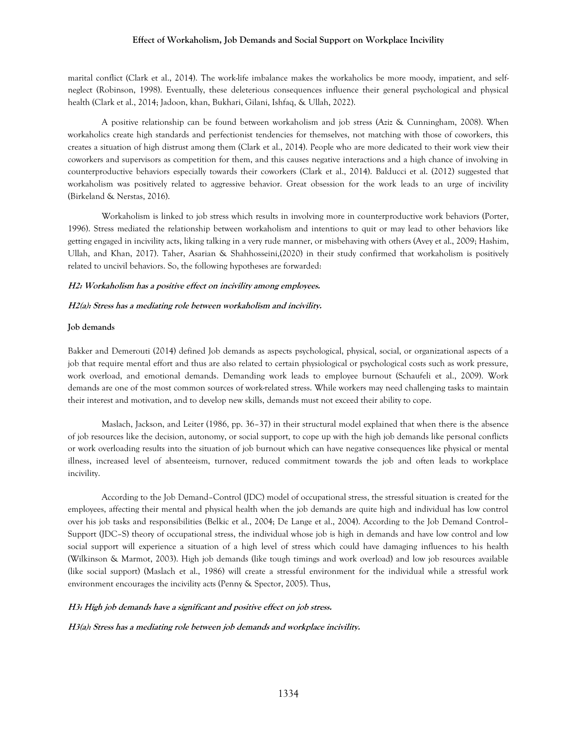marital conflict (Clark et al., 2014). The work-life imbalance makes the workaholics be more moody, impatient, and self-neglect (Robinson, 1998). Eventually, these deleterious consequences influence their general psychological and physical health (Clark et al., 2014; Jadoon, khan, Bukhari, Gilani, Ishfaq, & Ullah, 2022).

A positive relationship can be found between workaholism and job stress (Aziz & Cunningham, 2008). When workaholics create high standards and perfectionist tendencies for themselves, not matching with those of coworkers, this creates a situation of high distrust among them (Clark et al., 2014). People who are more dedicated to their work view their coworkers and supervisors as competition for them, and this causes negative interactions and a high chance of involving in counterproductive behaviors especially towards their coworkers (Clark et al., 2014). Balducci et al. (2012) suggested that workaholism was positively related to aggressive behavior. Great obsession for the work leads to an urge of incivility (Birkeland & Nerstas, 2016).

Workaholism is linked to job stress which results in involving more in counterproductive work behaviors (Porter, 1996). Stress mediated the relationship between workaholism and intentions to quit or may lead to other behaviors like getting engaged in incivility acts, liking talking in a very rude manner, or misbehaving with others (Avey et al., 2009; Hashim, Ullah, and Khan, 2017). Taher, Asarian & Shahhosseini,(2020) in their study confirmed that workaholism is positively related to uncivil behaviors. So, the following hypotheses are forwarded:

***H2: Workaholism has a positive effect on incivility among employees.***

***H2(a): Stress has a mediating role between workaholism and incivility.***

**Job demands**

Bakker and Demerouti (2014) defined Job demands as aspects psychological, physical, social, or organizational aspects of a job that require mental effort and thus are also related to certain physiological or psychological costs such as work pressure, work overload, and emotional demands. Demanding work leads to employee burnout (Schaufeli et al., 2009). Work demands are one of the most common sources of work-related stress. While workers may need challenging tasks to maintain their interest and motivation, and to develop new skills, demands must not exceed their ability to cope.

Maslach, Jackson, and Leiter (1986, pp. 36–37) in their structural model explained that when there is the absence of job resources like the decision, autonomy, or social support, to cope up with the high job demands like personal conflicts or work overloading results into the situation of job burnout which can have negative consequences like physical or mental illness, increased level of absenteeism, turnover, reduced commitment towards the job and often leads to workplace incivility.

According to the Job Demand–Control (JDC) model of occupational stress, the stressful situation is created for the employees, affecting their mental and physical health when the job demands are quite high and individual has low control over his job tasks and responsibilities (Belkic et al., 2004; De Lange et al., 2004). According to the Job Demand Control–Support (JDC–S) theory of occupational stress, the individual whose job is high in demands and have low control and low social support will experience a situation of a high level of stress which could have damaging influences to his health (Wilkinson & Marmot, 2003). High job demands (like tough timings and work overload) and low job resources available (like social support) (Maslach et al., 1986) will create a stressful environment for the individual while a stressful work environment encourages the incivility acts (Penny & Spector, 2005). Thus,

***H3: High job demands have a significant and positive effect on job stress.***

***H3(a): Stress has a mediating role between job demands and workplace incivility.***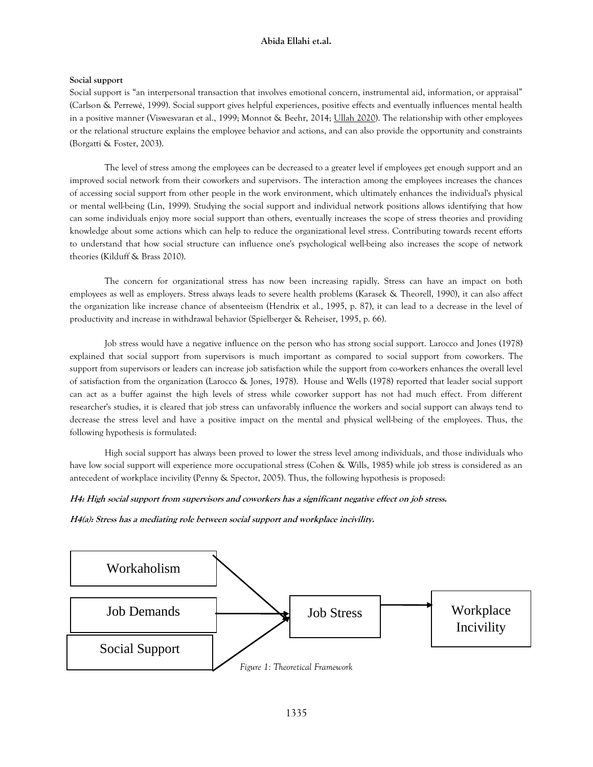**Social support**

Social support is "an interpersonal transaction that involves emotional concern, instrumental aid, information, or appraisal" (Carlson & Perrewé, 1999). Social support gives helpful experiences, positive effects and eventually influences mental health in a positive manner (Viswesvaran et al., 1999; Monnot & Beehr, 2014; Ullah 2020). The relationship with other employees or the relational structure explains the employee behavior and actions, and can also provide the opportunity and constraints (Borgatti & Foster, 2003).

The level of stress among the employees can be decreased to a greater level if employees get enough support and an improved social network from their coworkers and supervisors. The interaction among the employees increases the chances of accessing social support from other people in the work environment, which ultimately enhances the individual's physical or mental well-being (Lin, 1999). Studying the social support and individual network positions allows identifying that how can some individuals enjoy more social support than others, eventually increases the scope of stress theories and providing knowledge about some actions which can help to reduce the organizational level stress. Contributing towards recent efforts to understand that how social structure can influence one's psychological well-being also increases the scope of network theories (Kilduff & Brass 2010).

The concern for organizational stress has now been increasing rapidly. Stress can have an impact on both employees as well as employers. Stress always leads to severe health problems (Karasek & Theorell, 1990), it can also affect the organization like increase chance of absenteeism (Hendrix et al., 1995, p. 87), it can lead to a decrease in the level of productivity and increase in withdrawal behavior (Spielberger & Reheiser, 1995, p. 66).

Job stress would have a negative influence on the person who has strong social support. Larocco and Jones (1978) explained that social support from supervisors is much important as compared to social support from coworkers. The support from supervisors or leaders can increase job satisfaction while the support from co-workers enhances the overall level of satisfaction from the organization (Larocco & Jones, 1978). House and Wells (1978) reported that leader social support can act as a buffer against the high levels of stress while coworker support has not had much effect. From different researcher's studies, it is cleared that job stress can unfavorably influence the workers and social support can always tend to decrease the stress level and have a positive impact on the mental and physical well-being of the employees. Thus, the following hypothesis is formulated:

High social support has always been proved to lower the stress level among individuals, and those individuals who have low social support will experience more occupational stress (Cohen & Wills, 1985) while job stress is considered as an antecedent of workplace incivility (Penny & Spector, 2005). Thus, the following hypothesis is proposed:

***H4: High social support from supervisors and coworkers has a significant negative effect on job stress.***

***H4(a): Stress has a mediating role between social support and workplace incivility.***

Workaholism

Job Demands

Social Support

Job Stress

Workplace Incivility

*Figure 1: Theoretical Framework*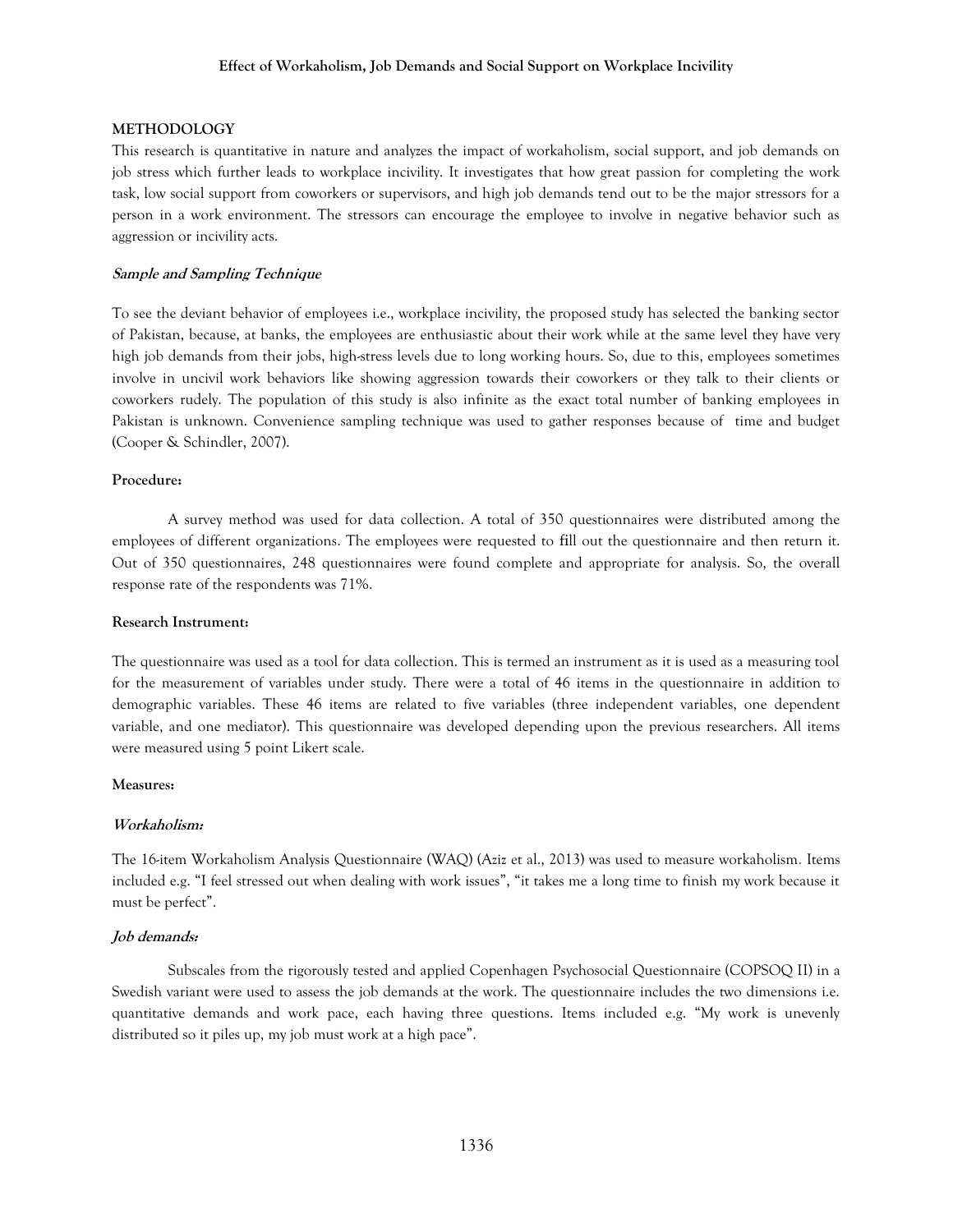## METHODOLOGY

This research is quantitative in nature and analyzes the impact of workaholism, social support, and job demands on job stress which further leads to workplace incivility. It investigates that how great passion for completing the work task, low social support from coworkers or supervisors, and high job demands tend out to be the major stressors for a person in a work environment. The stressors can encourage the employee to involve in negative behavior such as aggression or incivility acts.

### *Sample and Sampling Technique*

To see the deviant behavior of employees i.e., workplace incivility, the proposed study has selected the banking sector of Pakistan, because, at banks, the employees are enthusiastic about their work while at the same level they have very high job demands from their jobs, high-stress levels due to long working hours. So, due to this, employees sometimes involve in uncivil work behaviors like showing aggression towards their coworkers or they talk to their clients or coworkers rudely. The population of this study is also infinite as the exact total number of banking employees in Pakistan is unknown. Convenience sampling technique was used to gather responses because of time and budget (Cooper & Schindler, 2007).

### Procedure:

A survey method was used for data collection. A total of 350 questionnaires were distributed among the employees of different organizations. The employees were requested to fill out the questionnaire and then return it. Out of 350 questionnaires, 248 questionnaires were found complete and appropriate for analysis. So, the overall response rate of the respondents was 71%.

### Research Instrument:

The questionnaire was used as a tool for data collection. This is termed an instrument as it is used as a measuring tool for the measurement of variables under study. There were a total of 46 items in the questionnaire in addition to demographic variables. These 46 items are related to five variables (three independent variables, one dependent variable, and one mediator). This questionnaire was developed depending upon the previous researchers. All items were measured using 5 point Likert scale.

### Measures:

#### *Workaholism:*

The 16-item Workaholism Analysis Questionnaire (WAQ) (Aziz et al., 2013) was used to measure workaholism. Items included e.g. "I feel stressed out when dealing with work issues", "it takes me a long time to finish my work because it must be perfect".

#### *Job demands:*

Subscales from the rigorously tested and applied Copenhagen Psychosocial Questionnaire (COPSOQ II) in a Swedish variant were used to assess the job demands at the work. The questionnaire includes the two dimensions i.e. quantitative demands and work pace, each having three questions. Items included e.g. "My work is unevenly distributed so it piles up, my job must work at a high pace".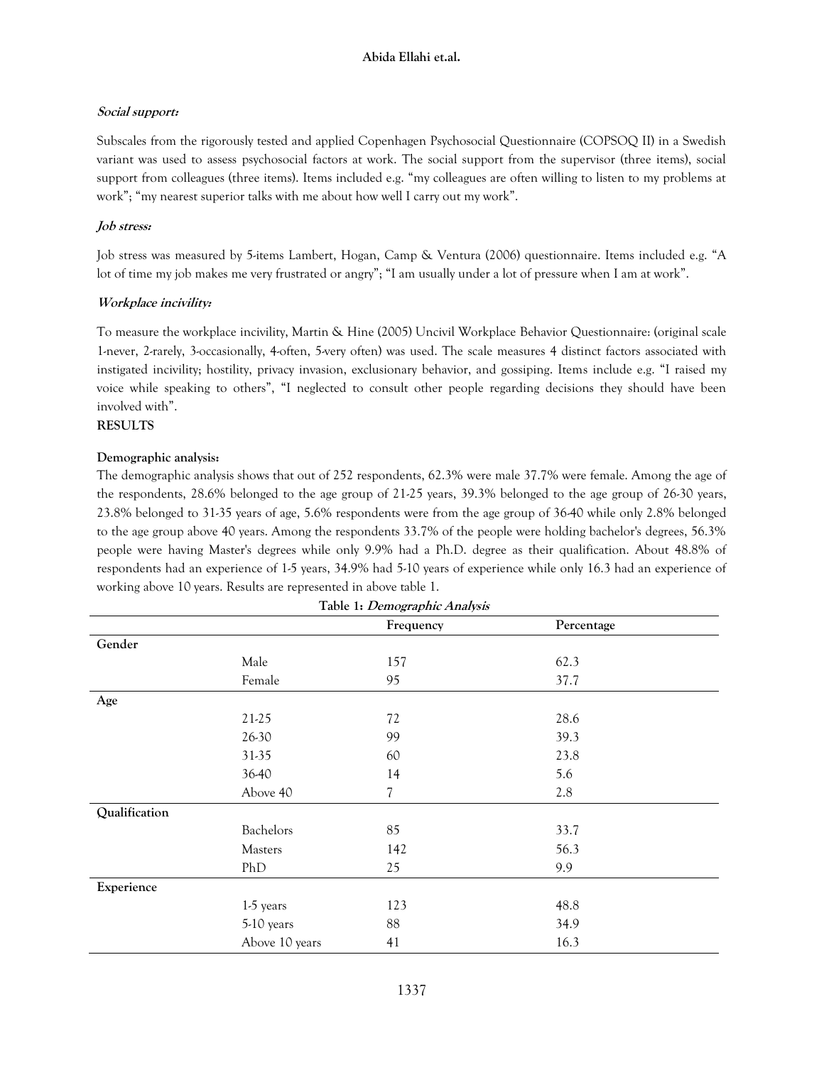***Social support:***

Subscales from the rigorously tested and applied Copenhagen Psychosocial Questionnaire (COPSOQ II) in a Swedish variant was used to assess psychosocial factors at work. The social support from the supervisor (three items), social support from colleagues (three items). Items included e.g. "my colleagues are often willing to listen to my problems at work"; "my nearest superior talks with me about how well I carry out my work".

***Job stress:***

Job stress was measured by 5-items Lambert, Hogan, Camp & Ventura (2006) questionnaire. Items included e.g. "A lot of time my job makes me very frustrated or angry"; "I am usually under a lot of pressure when I am at work".

***Workplace incivility:***

To measure the workplace incivility, Martin & Hine (2005) Uncivil Workplace Behavior Questionnaire: (original scale 1-never, 2-rarely, 3-occasionally, 4-often, 5-very often) was used. The scale measures 4 distinct factors associated with instigated incivility; hostility, privacy invasion, exclusionary behavior, and gossiping. Items include e.g. "I raised my voice while speaking to others", "I neglected to consult other people regarding decisions they should have been involved with".

## RESULTS

**Demographic analysis:**

The demographic analysis shows that out of 252 respondents, 62.3% were male 37.7% were female. Among the age of the respondents, 28.6% belonged to the age group of 21-25 years, 39.3% belonged to the age group of 26-30 years, 23.8% belonged to 31-35 years of age, 5.6% respondents were from the age group of 36-40 while only 2.8% belonged to the age group above 40 years. Among the respondents 33.7% of the people were holding bachelor's degrees, 56.3% people were having Master's degrees while only 9.9% had a Ph.D. degree as their qualification. About 48.8% of respondents had an experience of 1-5 years, 34.9% had 5-10 years of experience while only 16.3 had an experience of working above 10 years. Results are represented in above table 1.

**Table 1:** ***Demographic Analysis***

| | | Frequency | Percentage |
|---|---|---|---|
| **Gender** | | | |
| | Male | 157 | 62.3 |
| | Female | 95 | 37.7 |
| **Age** | | | |
| | 21-25 | 72 | 28.6 |
| | 26-30 | 99 | 39.3 |
| | 31-35 | 60 | 23.8 |
| | 36-40 | 14 | 5.6 |
| | Above 40 | 7 | 2.8 |
| **Qualification** | | | |
| | Bachelors | 85 | 33.7 |
| | Masters | 142 | 56.3 |
| | PhD | 25 | 9.9 |
| **Experience** | | | |
| | 1-5 years | 123 | 48.8 |
| | 5-10 years | 88 | 34.9 |
| | Above 10 years | 41 | 16.3 |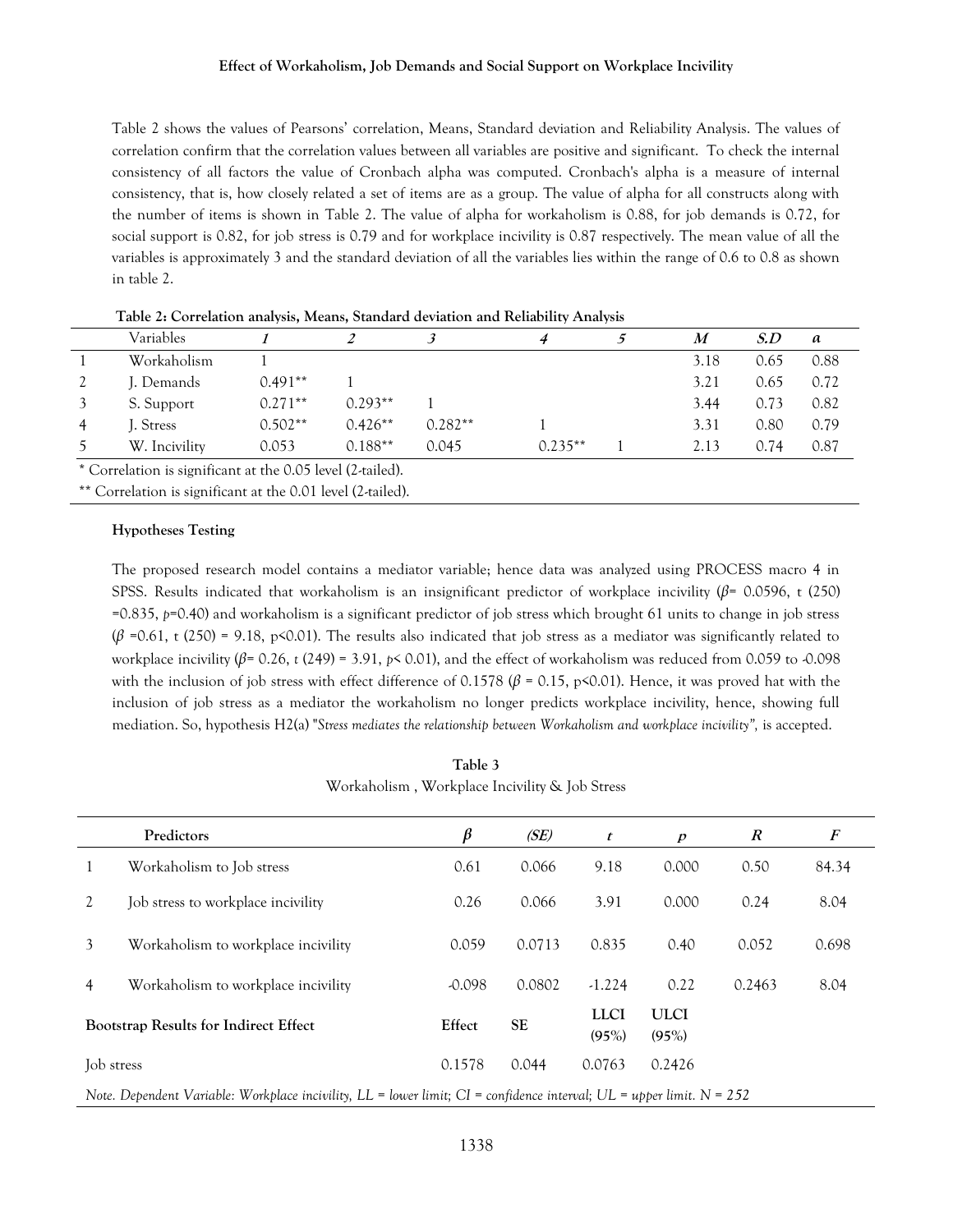Table 2 shows the values of Pearsons' correlation, Means, Standard deviation and Reliability Analysis. The values of correlation confirm that the correlation values between all variables are positive and significant. To check the internal consistency of all factors the value of Cronbach alpha was computed. Cronbach's alpha is a measure of internal consistency, that is, how closely related a set of items are as a group. The value of alpha for all constructs along with the number of items is shown in Table 2. The value of alpha for workaholism is 0.88, for job demands is 0.72, for social support is 0.82, for job stress is 0.79 and for workplace incivility is 0.87 respectively. The mean value of all the variables is approximately 3 and the standard deviation of all the variables lies within the range of 0.6 to 0.8 as shown in table 2.

**Table 2: Correlation analysis, Means, Standard deviation and Reliability Analysis**

| | Variables | *1* | *2* | *3* | *4* | *5* | *M* | *S.D* | *α* |
|---|---|---|---|---|---|---|---|---|---|
| 1 | Workaholism | 1 | | | | | 3.18 | 0.65 | 0.88 |
| 2 | J. Demands | 0.491** | 1 | | | | 3.21 | 0.65 | 0.72 |
| 3 | S. Support | 0.271** | 0.293** | 1 | | | 3.44 | 0.73 | 0.82 |
| 4 | J. Stress | 0.502** | 0.426** | 0.282** | 1 | | 3.31 | 0.80 | 0.79 |
| 5 | W. Incivility | 0.053 | 0.188** | 0.045 | 0.235** | 1 | 2.13 | 0.74 | 0.87 |

\* Correlation is significant at the 0.05 level (2-tailed).

** Correlation is significant at the 0.01 level (2-tailed).

#### Hypotheses Testing

The proposed research model contains a mediator variable; hence data was analyzed using PROCESS macro 4 in SPSS. Results indicated that workaholism is an insignificant predictor of workplace incivility ($\beta$= 0.0596, t (250) =0.835, *p*=0.40) and workaholism is a significant predictor of job stress which brought 61 units to change in job stress ($\beta$ =0.61, t (250) = 9.18, p<0.01). The results also indicated that job stress as a mediator was significantly related to workplace incivility ($\beta$= 0.26, *t* (249) = 3.91, *p*< 0.01), and the effect of workaholism was reduced from 0.059 to -0.098 with the inclusion of job stress with effect difference of 0.1578 ($\beta$ = 0.15, p<0.01). Hence, it was proved hat with the inclusion of job stress as a mediator the workaholism no longer predicts workplace incivility, hence, showing full mediation. So, hypothesis H2(a) "*Stress mediates the relationship between Workaholism and workplace incivility",* is accepted.

**Table 3**

Workaholism , Workplace Incivility & Job Stress

| | Predictors | $\beta$ | *(SE)* | *t* | *p* | *R* | *F* |
|---|---|---|---|---|---|---|---|
| 1 | Workaholism to Job stress | 0.61 | 0.066 | 9.18 | 0.000 | 0.50 | 84.34 |
| 2 | Job stress to workplace incivility | 0.26 | 0.066 | 3.91 | 0.000 | 0.24 | 8.04 |
| 3 | Workaholism to workplace incivility | 0.059 | 0.0713 | 0.835 | 0.40 | 0.052 | 0.698 |
| 4 | Workaholism to workplace incivility | -0.098 | 0.0802 | -1.224 | 0.22 | 0.2463 | 8.04 |
| **Bootstrap Results for Indirect Effect** | | **Effect** | **SE** | **LLCI (95%)** | **ULCI (95%)** | | |
| Job stress | | 0.1578 | 0.044 | 0.0763 | 0.2426 | | |

*Note. Dependent Variable: Workplace incivility, LL = lower limit; CI = confidence interval; UL = upper limit. N = 252*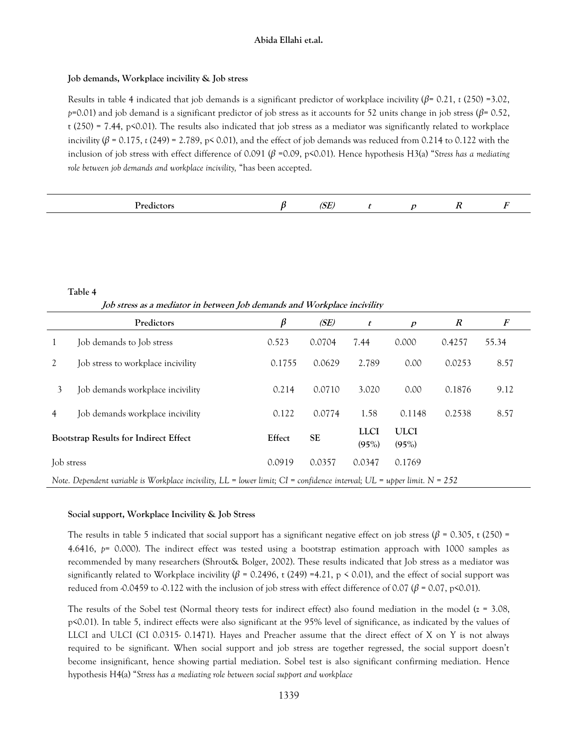### Job demands, Workplace incivility & Job stress

Results in table 4 indicated that job demands is a significant predictor of workplace incivility ($\beta$= 0.21, $t$ (250) =3.02, $p$=0.01) and job demand is a significant predictor of job stress as it accounts for 52 units change in job stress ($\beta$= 0.52, t (250) = 7.44, p<0.01). The results also indicated that job stress as a mediator was significantly related to workplace incivility ($\beta$ = 0.175, $t$ (249) = 2.789, p< 0.01), and the effect of job demands was reduced from 0.214 to 0.122 with the inclusion of job stress with effect difference of 0.091 ($\beta$ =0.09, p<0.01). Hence hypothesis H3(a) "*Stress has a mediating role between job demands and workplace incivility,* "has been accepted.

**Table 4**

***Job stress as a mediator in between Job demands and Workplace incivility***

| | Predictors | $\beta$ | (SE) | $t$ | $p$ | $R$ | $F$ |
|---|---|---|---|---|---|---|---|
| 1 | Job demands to Job stress | 0.523 | 0.0704 | 7.44 | 0.000 | 0.4257 | 55.34 |
| 2 | Job stress to workplace incivility | 0.1755 | 0.0629 | 2.789 | 0.00 | 0.0253 | 8.57 |
| 3 | Job demands workplace incivility | 0.214 | 0.0710 | 3.020 | 0.00 | 0.1876 | 9.12 |
| 4 | Job demands workplace incivility | 0.122 | 0.0774 | 1.58 | 0.1148 | 0.2538 | 8.57 |
| **Bootstrap Results for Indirect Effect** | | **Effect** | **SE** | **LLCI (95%)** | **ULCI (95%)** | | |
| Job stress | | 0.0919 | 0.0357 | 0.0347 | 0.1769 | | |

*Note. Dependent variable is Workplace incivility, LL = lower limit; CI = confidence interval; UL = upper limit. N = 252*

### Social support, Workplace Incivility & Job Stress

The results in table 5 indicated that social support has a significant negative effect on job stress ($\beta$ = 0.305, t (250) = 4.6416, $p$= 0.000). The indirect effect was tested using a bootstrap estimation approach with 1000 samples as recommended by many researchers (Shrout& Bolger, 2002). These results indicated that Job stress as a mediator was significantly related to Workplace incivility ($\beta$ = 0.2496, t (249) =4.21, p < 0.01), and the effect of social support was reduced from -0.0459 to -0.122 with the inclusion of job stress with effect difference of 0.07 ($\beta$ = 0.07, p<0.01).

The results of the Sobel test (Normal theory tests for indirect effect) also found mediation in the model (z = 3.08, p<0.01). In table 5, indirect effects were also significant at the 95% level of significance, as indicated by the values of LLCI and ULCI (CI 0.0315- 0.1471). Hayes and Preacher assume that the direct effect of X on Y is not always required to be significant. When social support and job stress are together regressed, the social support doesn't become insignificant, hence showing partial mediation. Sobel test is also significant confirming mediation. Hence hypothesis H4(a) "*Stress has a mediating role between social support and workplace*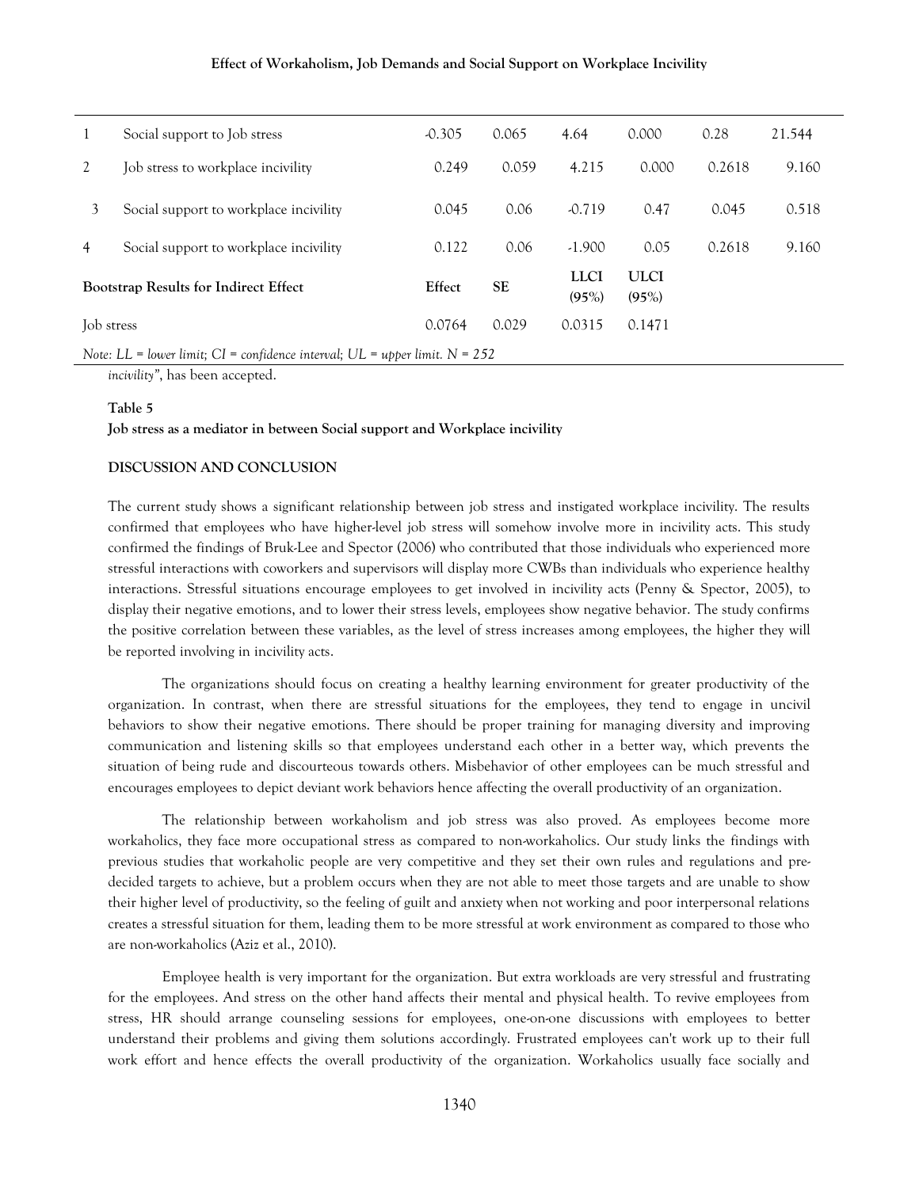| | | | | | | | |
|---|---|---|---|---|---|---|---|
| 1 | Social support to Job stress | -0.305 | 0.065 | 4.64 | 0.000 | 0.28 | 21.544 |
| 2 | Job stress to workplace incivility | 0.249 | 0.059 | 4.215 | 0.000 | 0.2618 | 9.160 |
| 3 | Social support to workplace incivility | 0.045 | 0.06 | -0.719 | 0.47 | 0.045 | 0.518 |
| 4 | Social support to workplace incivility | 0.122 | 0.06 | -1.900 | 0.05 | 0.2618 | 9.160 |
| **Bootstrap Results for Indirect Effect** | | **Effect** | **SE** | **LLCI (95%)** | **ULCI (95%)** | | |
| Job stress | | 0.0764 | 0.029 | 0.0315 | 0.1471 | | |

*Note: LL = lower limit; CI = confidence interval; UL = upper limit. N = 252*

*incivility"*, has been accepted.

**Table 5**

**Job stress as a mediator in between Social support and Workplace incivility**

## DISCUSSION AND CONCLUSION

The current study shows a significant relationship between job stress and instigated workplace incivility. The results confirmed that employees who have higher-level job stress will somehow involve more in incivility acts. This study confirmed the findings of Bruk-Lee and Spector (2006) who contributed that those individuals who experienced more stressful interactions with coworkers and supervisors will display more CWBs than individuals who experience healthy interactions. Stressful situations encourage employees to get involved in incivility acts (Penny & Spector, 2005), to display their negative emotions, and to lower their stress levels, employees show negative behavior. The study confirms the positive correlation between these variables, as the level of stress increases among employees, the higher they will be reported involving in incivility acts.

The organizations should focus on creating a healthy learning environment for greater productivity of the organization. In contrast, when there are stressful situations for the employees, they tend to engage in uncivil behaviors to show their negative emotions. There should be proper training for managing diversity and improving communication and listening skills so that employees understand each other in a better way, which prevents the situation of being rude and discourteous towards others. Misbehavior of other employees can be much stressful and encourages employees to depict deviant work behaviors hence affecting the overall productivity of an organization.

The relationship between workaholism and job stress was also proved. As employees become more workaholics, they face more occupational stress as compared to non-workaholics. Our study links the findings with previous studies that workaholic people are very competitive and they set their own rules and regulations and pre-decided targets to achieve, but a problem occurs when they are not able to meet those targets and are unable to show their higher level of productivity, so the feeling of guilt and anxiety when not working and poor interpersonal relations creates a stressful situation for them, leading them to be more stressful at work environment as compared to those who are non-workaholics (Aziz et al., 2010).

Employee health is very important for the organization. But extra workloads are very stressful and frustrating for the employees. And stress on the other hand affects their mental and physical health. To revive employees from stress, HR should arrange counseling sessions for employees, one-on-one discussions with employees to better understand their problems and giving them solutions accordingly. Frustrated employees can't work up to their full work effort and hence effects the overall productivity of the organization. Workaholics usually face socially and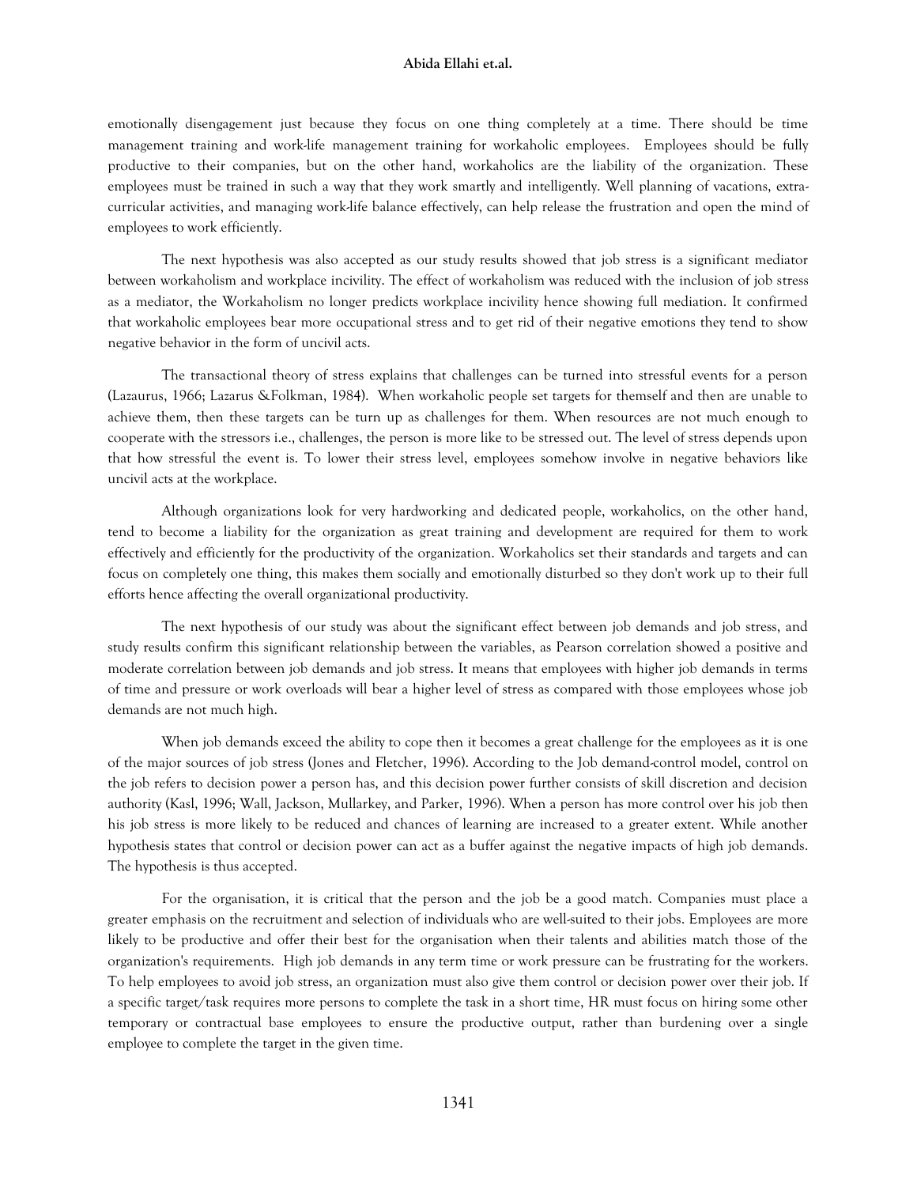emotionally disengagement just because they focus on one thing completely at a time. There should be time management training and work-life management training for workaholic employees. Employees should be fully productive to their companies, but on the other hand, workaholics are the liability of the organization. These employees must be trained in such a way that they work smartly and intelligently. Well planning of vacations, extra-curricular activities, and managing work-life balance effectively, can help release the frustration and open the mind of employees to work efficiently.

The next hypothesis was also accepted as our study results showed that job stress is a significant mediator between workaholism and workplace incivility. The effect of workaholism was reduced with the inclusion of job stress as a mediator, the Workaholism no longer predicts workplace incivility hence showing full mediation. It confirmed that workaholic employees bear more occupational stress and to get rid of their negative emotions they tend to show negative behavior in the form of uncivil acts.

The transactional theory of stress explains that challenges can be turned into stressful events for a person (Lazaurus, 1966; Lazarus &Folkman, 1984). When workaholic people set targets for themself and then are unable to achieve them, then these targets can be turn up as challenges for them. When resources are not much enough to cooperate with the stressors i.e., challenges, the person is more like to be stressed out. The level of stress depends upon that how stressful the event is. To lower their stress level, employees somehow involve in negative behaviors like uncivil acts at the workplace.

Although organizations look for very hardworking and dedicated people, workaholics, on the other hand, tend to become a liability for the organization as great training and development are required for them to work effectively and efficiently for the productivity of the organization. Workaholics set their standards and targets and can focus on completely one thing, this makes them socially and emotionally disturbed so they don't work up to their full efforts hence affecting the overall organizational productivity.

The next hypothesis of our study was about the significant effect between job demands and job stress, and study results confirm this significant relationship between the variables, as Pearson correlation showed a positive and moderate correlation between job demands and job stress. It means that employees with higher job demands in terms of time and pressure or work overloads will bear a higher level of stress as compared with those employees whose job demands are not much high.

When job demands exceed the ability to cope then it becomes a great challenge for the employees as it is one of the major sources of job stress (Jones and Fletcher, 1996). According to the Job demand-control model, control on the job refers to decision power a person has, and this decision power further consists of skill discretion and decision authority (Kasl, 1996; Wall, Jackson, Mullarkey, and Parker, 1996). When a person has more control over his job then his job stress is more likely to be reduced and chances of learning are increased to a greater extent. While another hypothesis states that control or decision power can act as a buffer against the negative impacts of high job demands. The hypothesis is thus accepted.

For the organisation, it is critical that the person and the job be a good match. Companies must place a greater emphasis on the recruitment and selection of individuals who are well-suited to their jobs. Employees are more likely to be productive and offer their best for the organisation when their talents and abilities match those of the organization's requirements. High job demands in any term time or work pressure can be frustrating for the workers. To help employees to avoid job stress, an organization must also give them control or decision power over their job. If a specific target/task requires more persons to complete the task in a short time, HR must focus on hiring some other temporary or contractual base employees to ensure the productive output, rather than burdening over a single employee to complete the target in the given time.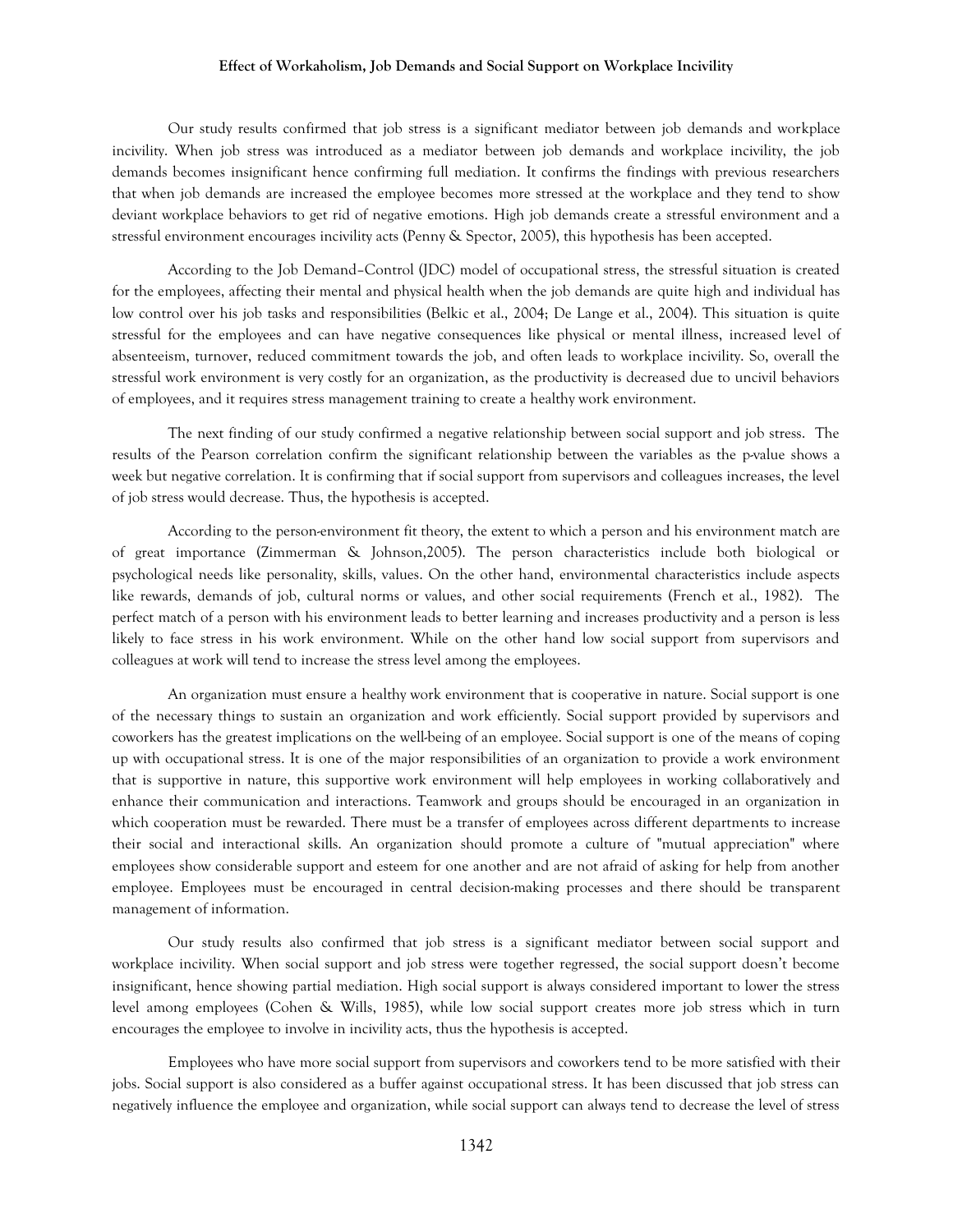Our study results confirmed that job stress is a significant mediator between job demands and workplace incivility. When job stress was introduced as a mediator between job demands and workplace incivility, the job demands becomes insignificant hence confirming full mediation. It confirms the findings with previous researchers that when job demands are increased the employee becomes more stressed at the workplace and they tend to show deviant workplace behaviors to get rid of negative emotions. High job demands create a stressful environment and a stressful environment encourages incivility acts (Penny & Spector, 2005), this hypothesis has been accepted.

According to the Job Demand–Control (JDC) model of occupational stress, the stressful situation is created for the employees, affecting their mental and physical health when the job demands are quite high and individual has low control over his job tasks and responsibilities (Belkic et al., 2004; De Lange et al., 2004). This situation is quite stressful for the employees and can have negative consequences like physical or mental illness, increased level of absenteeism, turnover, reduced commitment towards the job, and often leads to workplace incivility. So, overall the stressful work environment is very costly for an organization, as the productivity is decreased due to uncivil behaviors of employees, and it requires stress management training to create a healthy work environment.

The next finding of our study confirmed a negative relationship between social support and job stress. The results of the Pearson correlation confirm the significant relationship between the variables as the p-value shows a week but negative correlation. It is confirming that if social support from supervisors and colleagues increases, the level of job stress would decrease. Thus, the hypothesis is accepted.

According to the person-environment fit theory, the extent to which a person and his environment match are of great importance (Zimmerman & Johnson,2005). The person characteristics include both biological or psychological needs like personality, skills, values. On the other hand, environmental characteristics include aspects like rewards, demands of job, cultural norms or values, and other social requirements (French et al., 1982). The perfect match of a person with his environment leads to better learning and increases productivity and a person is less likely to face stress in his work environment. While on the other hand low social support from supervisors and colleagues at work will tend to increase the stress level among the employees.

An organization must ensure a healthy work environment that is cooperative in nature. Social support is one of the necessary things to sustain an organization and work efficiently. Social support provided by supervisors and coworkers has the greatest implications on the well-being of an employee. Social support is one of the means of coping up with occupational stress. It is one of the major responsibilities of an organization to provide a work environment that is supportive in nature, this supportive work environment will help employees in working collaboratively and enhance their communication and interactions. Teamwork and groups should be encouraged in an organization in which cooperation must be rewarded. There must be a transfer of employees across different departments to increase their social and interactional skills. An organization should promote a culture of "mutual appreciation" where employees show considerable support and esteem for one another and are not afraid of asking for help from another employee. Employees must be encouraged in central decision-making processes and there should be transparent management of information.

Our study results also confirmed that job stress is a significant mediator between social support and workplace incivility. When social support and job stress were together regressed, the social support doesn't become insignificant, hence showing partial mediation. High social support is always considered important to lower the stress level among employees (Cohen & Wills, 1985), while low social support creates more job stress which in turn encourages the employee to involve in incivility acts, thus the hypothesis is accepted.

Employees who have more social support from supervisors and coworkers tend to be more satisfied with their jobs. Social support is also considered as a buffer against occupational stress. It has been discussed that job stress can negatively influence the employee and organization, while social support can always tend to decrease the level of stress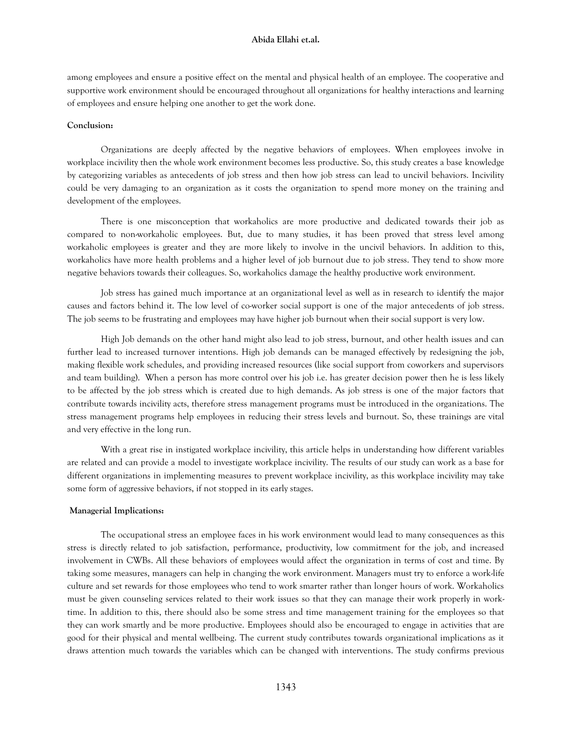among employees and ensure a positive effect on the mental and physical health of an employee. The cooperative and supportive work environment should be encouraged throughout all organizations for healthy interactions and learning of employees and ensure helping one another to get the work done.

**Conclusion:**

Organizations are deeply affected by the negative behaviors of employees. When employees involve in workplace incivility then the whole work environment becomes less productive. So, this study creates a base knowledge by categorizing variables as antecedents of job stress and then how job stress can lead to uncivil behaviors. Incivility could be very damaging to an organization as it costs the organization to spend more money on the training and development of the employees.

There is one misconception that workaholics are more productive and dedicated towards their job as compared to non-workaholic employees. But, due to many studies, it has been proved that stress level among workaholic employees is greater and they are more likely to involve in the uncivil behaviors. In addition to this, workaholics have more health problems and a higher level of job burnout due to job stress. They tend to show more negative behaviors towards their colleagues. So, workaholics damage the healthy productive work environment.

Job stress has gained much importance at an organizational level as well as in research to identify the major causes and factors behind it. The low level of co-worker social support is one of the major antecedents of job stress. The job seems to be frustrating and employees may have higher job burnout when their social support is very low.

High Job demands on the other hand might also lead to job stress, burnout, and other health issues and can further lead to increased turnover intentions. High job demands can be managed effectively by redesigning the job, making flexible work schedules, and providing increased resources (like social support from coworkers and supervisors and team building). When a person has more control over his job i.e. has greater decision power then he is less likely to be affected by the job stress which is created due to high demands. As job stress is one of the major factors that contribute towards incivility acts, therefore stress management programs must be introduced in the organizations. The stress management programs help employees in reducing their stress levels and burnout. So, these trainings are vital and very effective in the long run.

With a great rise in instigated workplace incivility, this article helps in understanding how different variables are related and can provide a model to investigate workplace incivility. The results of our study can work as a base for different organizations in implementing measures to prevent workplace incivility, as this workplace incivility may take some form of aggressive behaviors, if not stopped in its early stages.

**Managerial Implications:**

The occupational stress an employee faces in his work environment would lead to many consequences as this stress is directly related to job satisfaction, performance, productivity, low commitment for the job, and increased involvement in CWBs. All these behaviors of employees would affect the organization in terms of cost and time. By taking some measures, managers can help in changing the work environment. Managers must try to enforce a work-life culture and set rewards for those employees who tend to work smarter rather than longer hours of work. Workaholics must be given counseling services related to their work issues so that they can manage their work properly in work-time. In addition to this, there should also be some stress and time management training for the employees so that they can work smartly and be more productive. Employees should also be encouraged to engage in activities that are good for their physical and mental wellbeing. The current study contributes towards organizational implications as it draws attention much towards the variables which can be changed with interventions. The study confirms previous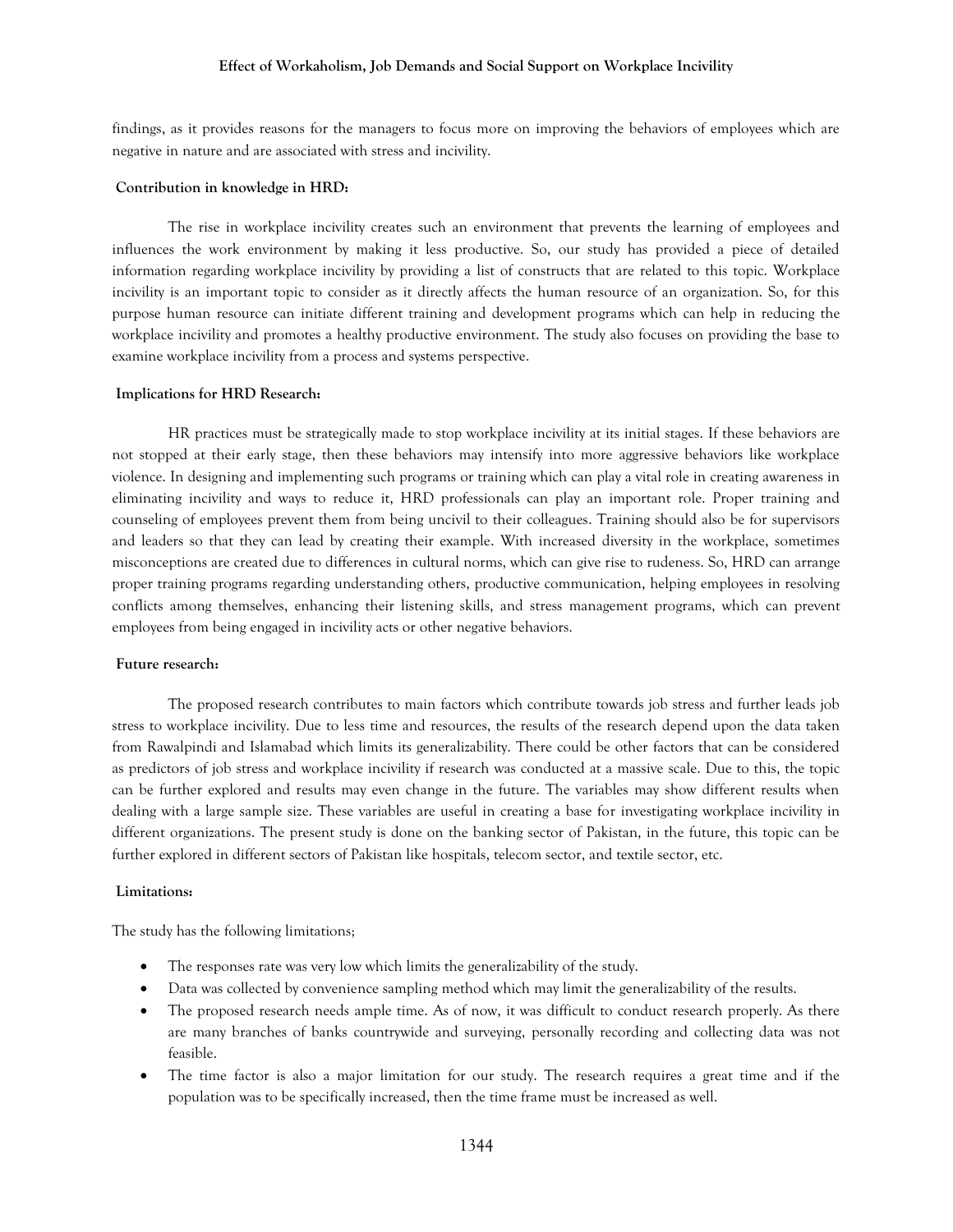findings, as it provides reasons for the managers to focus more on improving the behaviors of employees which are negative in nature and are associated with stress and incivility.

**Contribution in knowledge in HRD:**

The rise in workplace incivility creates such an environment that prevents the learning of employees and influences the work environment by making it less productive. So, our study has provided a piece of detailed information regarding workplace incivility by providing a list of constructs that are related to this topic. Workplace incivility is an important topic to consider as it directly affects the human resource of an organization. So, for this purpose human resource can initiate different training and development programs which can help in reducing the workplace incivility and promotes a healthy productive environment. The study also focuses on providing the base to examine workplace incivility from a process and systems perspective.

**Implications for HRD Research:**

HR practices must be strategically made to stop workplace incivility at its initial stages. If these behaviors are not stopped at their early stage, then these behaviors may intensify into more aggressive behaviors like workplace violence. In designing and implementing such programs or training which can play a vital role in creating awareness in eliminating incivility and ways to reduce it, HRD professionals can play an important role. Proper training and counseling of employees prevent them from being uncivil to their colleagues. Training should also be for supervisors and leaders so that they can lead by creating their example. With increased diversity in the workplace, sometimes misconceptions are created due to differences in cultural norms, which can give rise to rudeness. So, HRD can arrange proper training programs regarding understanding others, productive communication, helping employees in resolving conflicts among themselves, enhancing their listening skills, and stress management programs, which can prevent employees from being engaged in incivility acts or other negative behaviors.

**Future research:**

The proposed research contributes to main factors which contribute towards job stress and further leads job stress to workplace incivility. Due to less time and resources, the results of the research depend upon the data taken from Rawalpindi and Islamabad which limits its generalizability. There could be other factors that can be considered as predictors of job stress and workplace incivility if research was conducted at a massive scale. Due to this, the topic can be further explored and results may even change in the future. The variables may show different results when dealing with a large sample size. These variables are useful in creating a base for investigating workplace incivility in different organizations. The present study is done on the banking sector of Pakistan, in the future, this topic can be further explored in different sectors of Pakistan like hospitals, telecom sector, and textile sector, etc.

**Limitations:**

The study has the following limitations;

- The responses rate was very low which limits the generalizability of the study.
- Data was collected by convenience sampling method which may limit the generalizability of the results.
- The proposed research needs ample time. As of now, it was difficult to conduct research properly. As there are many branches of banks countrywide and surveying, personally recording and collecting data was not feasible.
- The time factor is also a major limitation for our study. The research requires a great time and if the population was to be specifically increased, then the time frame must be increased as well.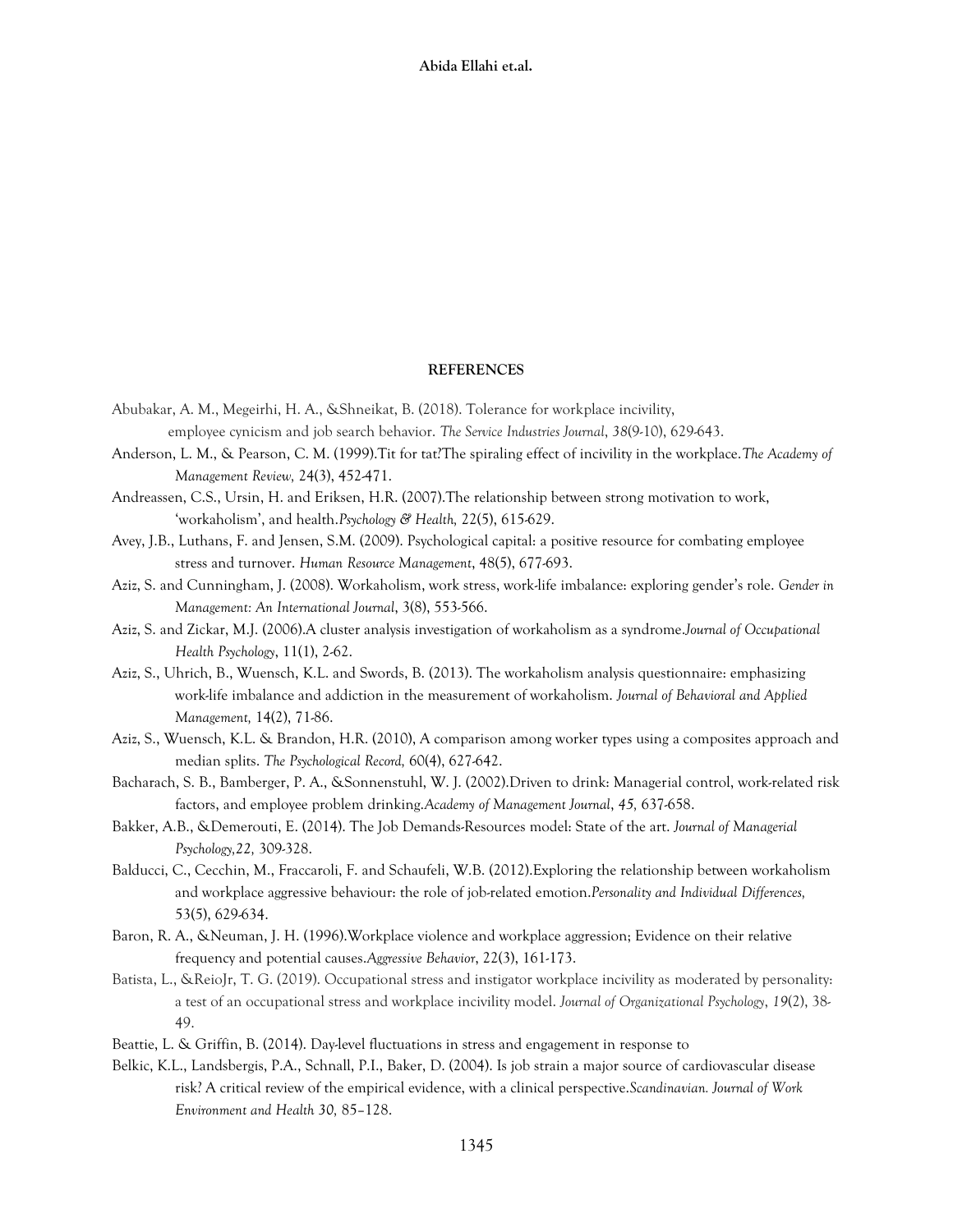## REFERENCES

Abubakar, A. M., Megeirhi, H. A., &Shneikat, B. (2018). Tolerance for workplace incivility, employee cynicism and job search behavior. *The Service Industries Journal*, *38*(9-10), 629-643.

Anderson, L. M., & Pearson, C. M. (1999).Tit for tat?The spiraling effect of incivility in the workplace.*The Academy of Management Review,* 24(3), 452-471.

Andreassen, C.S., Ursin, H. and Eriksen, H.R. (2007).The relationship between strong motivation to work, 'workaholism', and health.*Psychology & Health,* 22(5), 615-629.

Avey, J.B., Luthans, F. and Jensen, S.M. (2009). Psychological capital: a positive resource for combating employee stress and turnover. *Human Resource Management*, 48(5), 677-693.

Aziz, S. and Cunningham, J. (2008). Workaholism, work stress, work-life imbalance: exploring gender's role. *Gender in Management: An International Journal*, 3(8), 553-566.

Aziz, S. and Zickar, M.J. (2006).A cluster analysis investigation of workaholism as a syndrome.*Journal of Occupational Health Psychology*, 11(1), 2-62.

Aziz, S., Uhrich, B., Wuensch, K.L. and Swords, B. (2013). The workaholism analysis questionnaire: emphasizing work-life imbalance and addiction in the measurement of workaholism. *Journal of Behavioral and Applied Management,* 14(2), 71-86.

Aziz, S., Wuensch, K.L. & Brandon, H.R. (2010), A comparison among worker types using a composites approach and median splits. *The Psychological Record,* 60(4), 627-642.

Bacharach, S. B., Bamberger, P. A., &Sonnenstuhl, W. J. (2002).Driven to drink: Managerial control, work-related risk factors, and employee problem drinking.*Academy of Management Journal*, *45,* 637-658.

Bakker, A.B., &Demerouti, E. (2014). The Job Demands-Resources model: State of the art. *Journal of Managerial Psychology,22,* 309-328.

Balducci, C., Cecchin, M., Fraccaroli, F. and Schaufeli, W.B. (2012).Exploring the relationship between workaholism and workplace aggressive behaviour: the role of job-related emotion.*Personality and Individual Differences,* 53(5), 629-634.

Baron, R. A., &Neuman, J. H. (1996).Workplace violence and workplace aggression; Evidence on their relative frequency and potential causes.*Aggressive Behavior*, 22(3), 161-173.

Batista, L., &ReioJr, T. G. (2019). Occupational stress and instigator workplace incivility as moderated by personality: a test of an occupational stress and workplace incivility model. *Journal of Organizational Psychology*, *19*(2), 38-49.

Beattie, L. & Griffin, B. (2014). Day-level fluctuations in stress and engagement in response to

Belkic, K.L., Landsbergis, P.A., Schnall, P.I., Baker, D. (2004). Is job strain a major source of cardiovascular disease risk? A critical review of the empirical evidence, with a clinical perspective.*Scandinavian. Journal of Work Environment and Health 30,* 85–128.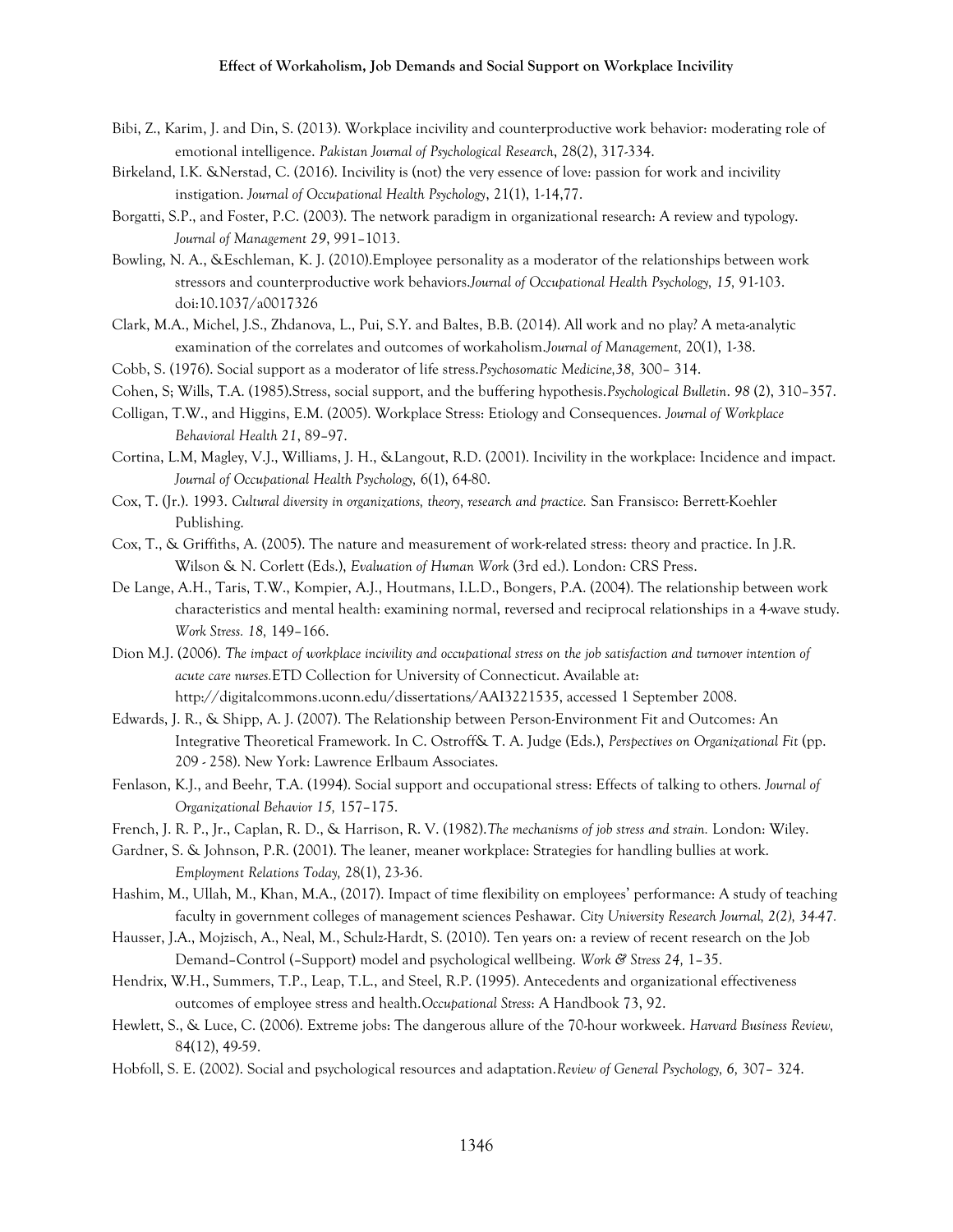Bibi, Z., Karim, J. and Din, S. (2013). Workplace incivility and counterproductive work behavior: moderating role of emotional intelligence. *Pakistan Journal of Psychological Research*, 28(2), 317-334.

Birkeland, I.K. &Nerstad, C. (2016). Incivility is (not) the very essence of love: passion for work and incivility instigation. *Journal of Occupational Health Psychology*, 21(1), 1-14,77.

Borgatti, S.P., and Foster, P.C. (2003). The network paradigm in organizational research: A review and typology. *Journal of Management 29*, 991–1013.

Bowling, N. A., &Eschleman, K. J. (2010).Employee personality as a moderator of the relationships between work stressors and counterproductive work behaviors.*Journal of Occupational Health Psychology, 15,* 91-103. doi:10.1037/a0017326

Clark, M.A., Michel, J.S., Zhdanova, L., Pui, S.Y. and Baltes, B.B. (2014). All work and no play? A meta-analytic examination of the correlates and outcomes of workaholism.*Journal of Management,* 20(1), 1-38.

Cobb, S. (1976). Social support as a moderator of life stress.*Psychosomatic Medicine,38,* 300– 314.

Cohen, S; Wills, T.A. (1985).Stress, social support, and the buffering hypothesis.*Psychological Bulletin*. *98* (2), 310–357.

Colligan, T.W., and Higgins, E.M. (2005). Workplace Stress: Etiology and Consequences. *Journal of Workplace Behavioral Health 21*, 89–97.

Cortina, L.M, Magley, V.J., Williams, J. H., &Langout, R.D. (2001). Incivility in the workplace: Incidence and impact. *Journal of Occupational Health Psychology,* 6(1), 64-80.

Cox, T. (Jr.). 1993. *Cultural diversity in organizations, theory, research and practice.* San Fransisco: Berrett-Koehler Publishing.

Cox, T., & Griffiths, A. (2005). The nature and measurement of work-related stress: theory and practice. In J.R. Wilson & N. Corlett (Eds.), *Evaluation of Human Work* (3rd ed.). London: CRS Press.

De Lange, A.H., Taris, T.W., Kompier, A.J., Houtmans, I.L.D., Bongers, P.A. (2004). The relationship between work characteristics and mental health: examining normal, reversed and reciprocal relationships in a 4-wave study. *Work Stress. 18,* 149–166.

Dion M.J. (2006). *The impact of workplace incivility and occupational stress on the job satisfaction and turnover intention of acute care nurses.*ETD Collection for University of Connecticut. Available at: http://digitalcommons.uconn.edu/dissertations/AAI3221535, accessed 1 September 2008.

Edwards, J. R., & Shipp, A. J. (2007). The Relationship between Person-Environment Fit and Outcomes: An Integrative Theoretical Framework. In C. Ostroff& T. A. Judge (Eds.), *Perspectives on Organizational Fit* (pp. 209 - 258). New York: Lawrence Erlbaum Associates.

Fenlason, K.J., and Beehr, T.A. (1994). Social support and occupational stress: Effects of talking to others*. Journal of Organizational Behavior 15,* 157–175.

French, J. R. P., Jr., Caplan, R. D., & Harrison, R. V. (1982).*The mechanisms of job stress and strain.* London: Wiley.

Gardner, S. & Johnson, P.R. (2001). The leaner, meaner workplace: Strategies for handling bullies at work. *Employment Relations Today,* 28(1), 23-36.

Hashim, M., Ullah, M., Khan, M.A., (2017). Impact of time flexibility on employees' performance: A study of teaching faculty in government colleges of management sciences Peshawar. *City University Research Journal, 2(2), 34-47.*

Hausser, J.A., Mojzisch, A., Neal, M., Schulz-Hardt, S. (2010). Ten years on: a review of recent research on the Job Demand–Control (–Support) model and psychological wellbeing. *Work & Stress 24,* 1–35.

Hendrix, W.H., Summers, T.P., Leap, T.L., and Steel, R.P. (1995). Antecedents and organizational effectiveness outcomes of employee stress and health.*Occupational Stress*: A Handbook 73, 92.

Hewlett, S., & Luce, C. (2006). Extreme jobs: The dangerous allure of the 70-hour workweek. *Harvard Business Review,* 84(12), 49-59.

Hobfoll, S. E. (2002). Social and psychological resources and adaptation.*Review of General Psychology, 6,* 307– 324.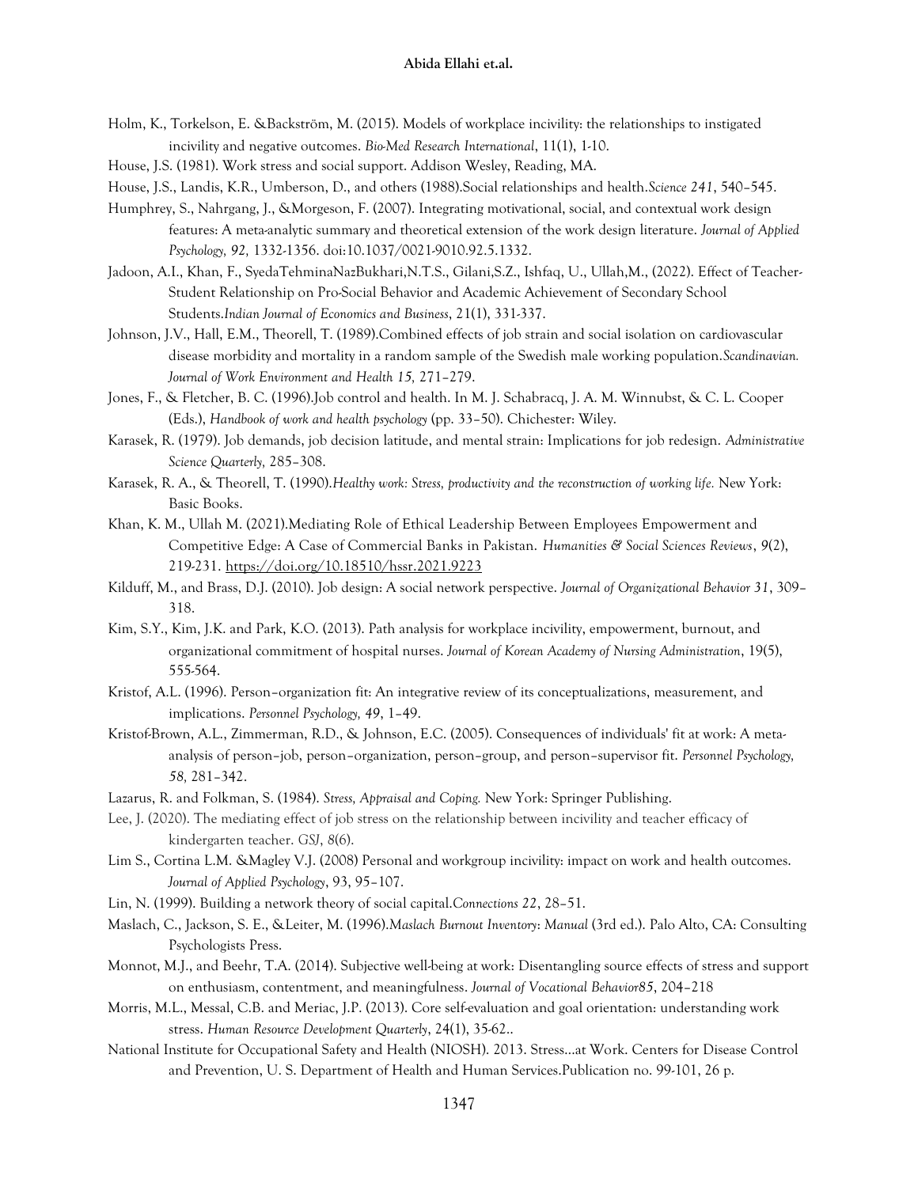Holm, K., Torkelson, E. &Backström, M. (2015). Models of workplace incivility: the relationships to instigated incivility and negative outcomes. *Bio-Med Research International*, 11(1), 1-10.

House, J.S. (1981). Work stress and social support. Addison Wesley, Reading, MA.

House, J.S., Landis, K.R., Umberson, D., and others (1988).Social relationships and health.*Science 241*, 540–545.

Humphrey, S., Nahrgang, J., &Morgeson, F. (2007). Integrating motivational, social, and contextual work design features: A meta-analytic summary and theoretical extension of the work design literature. *Journal of Applied Psychology, 92,* 1332-1356. doi:10.1037/0021-9010.92.5.1332.

Jadoon, A.I., Khan, F., SyedaTehminaNazBukhari,N.T.S., Gilani,S.Z., Ishfaq, U., Ullah,M., (2022). Effect of Teacher-Student Relationship on Pro-Social Behavior and Academic Achievement of Secondary School Students.*Indian Journal of Economics and Business*, 21(1), 331-337.

Johnson, J.V., Hall, E.M., Theorell, T. (1989).Combined effects of job strain and social isolation on cardiovascular disease morbidity and mortality in a random sample of the Swedish male working population.*Scandinavian. Journal of Work Environment and Health 15,* 271–279.

Jones, F., & Fletcher, B. C. (1996).Job control and health. In M. J. Schabracq, J. A. M. Winnubst, & C. L. Cooper (Eds.), *Handbook of work and health psychology* (pp. 33–50). Chichester: Wiley.

Karasek, R. (1979). Job demands, job decision latitude, and mental strain: Implications for job redesign. *Administrative Science Quarterly,* 285–308.

Karasek, R. A., & Theorell, T. (1990).*Healthy work: Stress, productivity and the reconstruction of working life.* New York: Basic Books.

Khan, K. M., Ullah M. (2021).Mediating Role of Ethical Leadership Between Employees Empowerment and Competitive Edge: A Case of Commercial Banks in Pakistan. *Humanities & Social Sciences Reviews*, 9(2), 219-231. https://doi.org/10.18510/hssr.2021.9223

Kilduff, M., and Brass, D.J. (2010). Job design: A social network perspective. *Journal of Organizational Behavior 31*, 309–318.

Kim, S.Y., Kim, J.K. and Park, K.O. (2013). Path analysis for workplace incivility, empowerment, burnout, and organizational commitment of hospital nurses. *Journal of Korean Academy of Nursing Administration*, 19(5), 555-564.

Kristof, A.L. (1996). Person–organization fit: An integrative review of its conceptualizations, measurement, and implications. *Personnel Psychology, 49*, 1–49.

Kristof-Brown, A.L., Zimmerman, R.D., & Johnson, E.C. (2005). Consequences of individuals' fit at work: A meta-analysis of person–job, person–organization, person–group, and person–supervisor fit. *Personnel Psychology, 58,* 281–342.

Lazarus, R. and Folkman, S. (1984). *Stress, Appraisal and Coping.* New York: Springer Publishing.

Lee, J. (2020). The mediating effect of job stress on the relationship between incivility and teacher efficacy of kindergarten teacher. *GSJ*, *8*(6).

Lim S., Cortina L.M. &Magley V.J. (2008) Personal and workgroup incivility: impact on work and health outcomes. *Journal of Applied Psychology*, 93, 95–107.

Lin, N. (1999). Building a network theory of social capital.*Connections 22*, 28–51.

Maslach, C., Jackson, S. E., &Leiter, M. (1996).*Maslach Burnout Inventory: Manual* (3rd ed.). Palo Alto, CA: Consulting Psychologists Press.

Monnot, M.J., and Beehr, T.A. (2014). Subjective well-being at work: Disentangling source effects of stress and support on enthusiasm, contentment, and meaningfulness. *Journal of Vocational Behavior85*, 204–218

Morris, M.L., Messal, C.B. and Meriac, J.P. (2013). Core self-evaluation and goal orientation: understanding work stress. *Human Resource Development Quarterly*, 24(1), 35-62..

National Institute for Occupational Safety and Health (NIOSH). 2013. Stress...at Work. Centers for Disease Control and Prevention, U. S. Department of Health and Human Services.Publication no. 99-101, 26 p.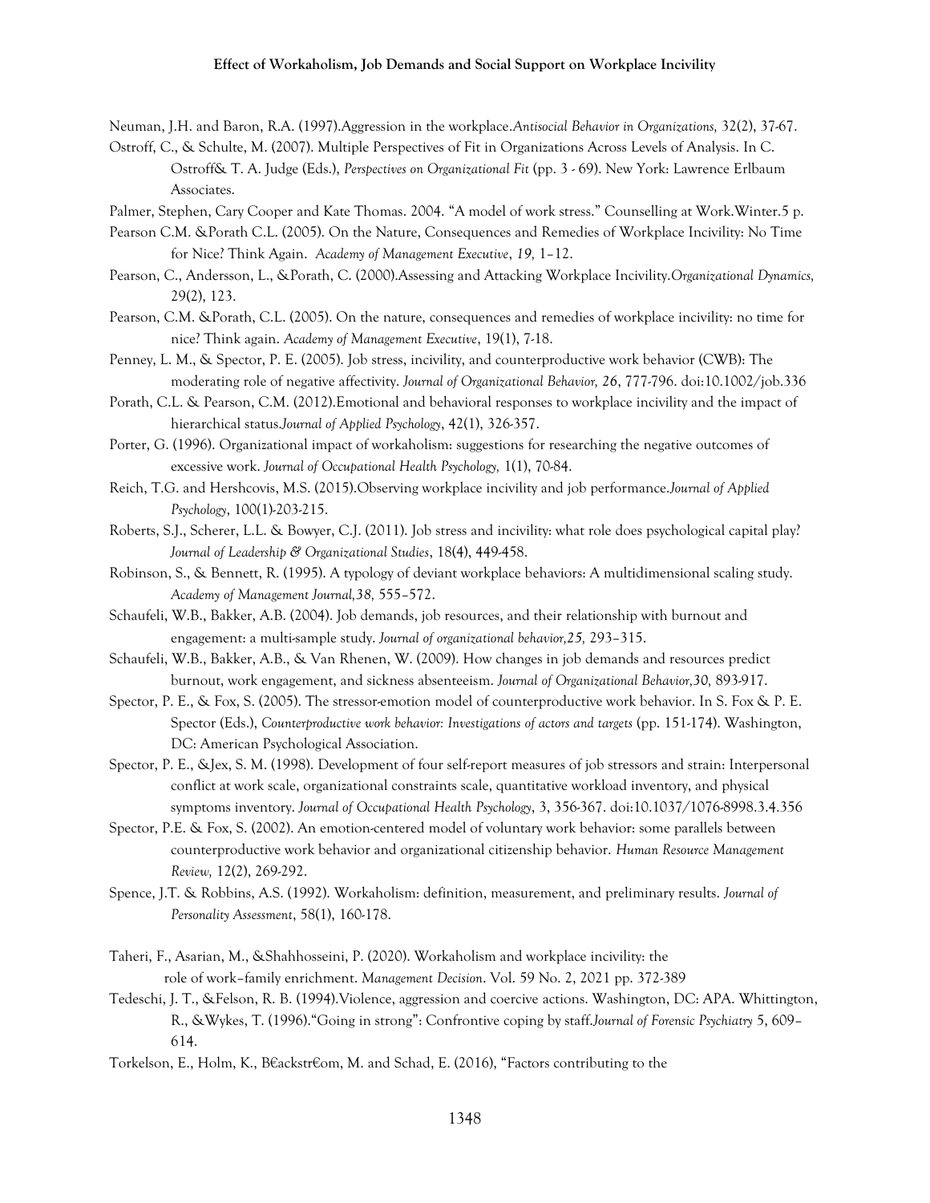Neuman, J.H. and Baron, R.A. (1997).Aggression in the workplace.*Antisocial Behavior in Organizations,* 32(2), 37-67.

Ostroff, C., & Schulte, M. (2007). Multiple Perspectives of Fit in Organizations Across Levels of Analysis. In C. Ostroff& T. A. Judge (Eds.), *Perspectives on Organizational Fit* (pp. 3 - 69). New York: Lawrence Erlbaum Associates.

Palmer, Stephen, Cary Cooper and Kate Thomas. 2004. "A model of work stress." Counselling at Work.Winter.5 p.

Pearson C.M. &Porath C.L. (2005). On the Nature, Consequences and Remedies of Workplace Incivility: No Time for Nice? Think Again. *Academy of Management Executive*, *19,* 1–12.

Pearson, C., Andersson, L., &Porath, C. (2000).Assessing and Attacking Workplace Incivility.*Organizational Dynamics,* 29(2), 123.

Pearson, C.M. &Porath, C.L. (2005). On the nature, consequences and remedies of workplace incivility: no time for nice? Think again. *Academy of Management Executive*, 19(1), 7-18.

Penney, L. M., & Spector, P. E. (2005). Job stress, incivility, and counterproductive work behavior (CWB): The moderating role of negative affectivity. *Journal of Organizational Behavior, 26*, 777-796. doi:10.1002/job.336

Porath, C.L. & Pearson, C.M. (2012).Emotional and behavioral responses to workplace incivility and the impact of hierarchical status.*Journal of Applied Psychology*, 42(1), 326-357.

Porter, G. (1996). Organizational impact of workaholism: suggestions for researching the negative outcomes of excessive work. *Journal of Occupational Health Psychology,* 1(1), 70-84.

Reich, T.G. and Hershcovis, M.S. (2015).Observing workplace incivility and job performance.*Journal of Applied Psychology*, 100(1)-203-215.

Roberts, S.J., Scherer, L.L. & Bowyer, C.J. (2011). Job stress and incivility: what role does psychological capital play? *Journal of Leadership & Organizational Studies*, 18(4), 449-458.

Robinson, S., & Bennett, R. (1995). A typology of deviant workplace behaviors: A multidimensional scaling study. *Academy of Management Journal,38,* 555–572.

Schaufeli, W.B., Bakker, A.B. (2004). Job demands, job resources, and their relationship with burnout and engagement: a multi-sample study. *Journal of organizational behavior,25,* 293–315.

Schaufeli, W.B., Bakker, A.B., & Van Rhenen, W. (2009). How changes in job demands and resources predict burnout, work engagement, and sickness absenteeism. *Journal of Organizational Behavior,30,* 893-917.

Spector, P. E., & Fox, S. (2005). The stressor-emotion model of counterproductive work behavior. In S. Fox & P. E. Spector (Eds.), *Counterproductive work behavior: Investigations of actors and targets* (pp. 151-174). Washington, DC: American Psychological Association.

Spector, P. E., &Jex, S. M. (1998). Development of four self-report measures of job stressors and strain: Interpersonal conflict at work scale, organizational constraints scale, quantitative workload inventory, and physical symptoms inventory. *Journal of Occupational Health Psychology*, 3, 356-367. doi:10.1037/1076-8998.3.4.356

Spector, P.E. & Fox, S. (2002). An emotion-centered model of voluntary work behavior: some parallels between counterproductive work behavior and organizational citizenship behavior. *Human Resource Management Review,* 12(2), 269-292.

Spence, J.T. & Robbins, A.S. (1992). Workaholism: definition, measurement, and preliminary results. *Journal of Personality Assessment*, 58(1), 160-178.

Taheri, F., Asarian, M., &Shahhosseini, P. (2020). Workaholism and workplace incivility: the role of work–family enrichment. *Management Decision*. Vol. 59 No. 2, 2021 pp. 372-389

Tedeschi, J. T., &Felson, R. B. (1994).Violence, aggression and coercive actions. Washington, DC: APA. Whittington, R., &Wykes, T. (1996)."Going in strong": Confrontive coping by staff.*Journal of Forensic Psychiatry* 5, 609–614.

Torkelson, E., Holm, K., B€ackstr€om, M. and Schad, E. (2016), "Factors contributing to the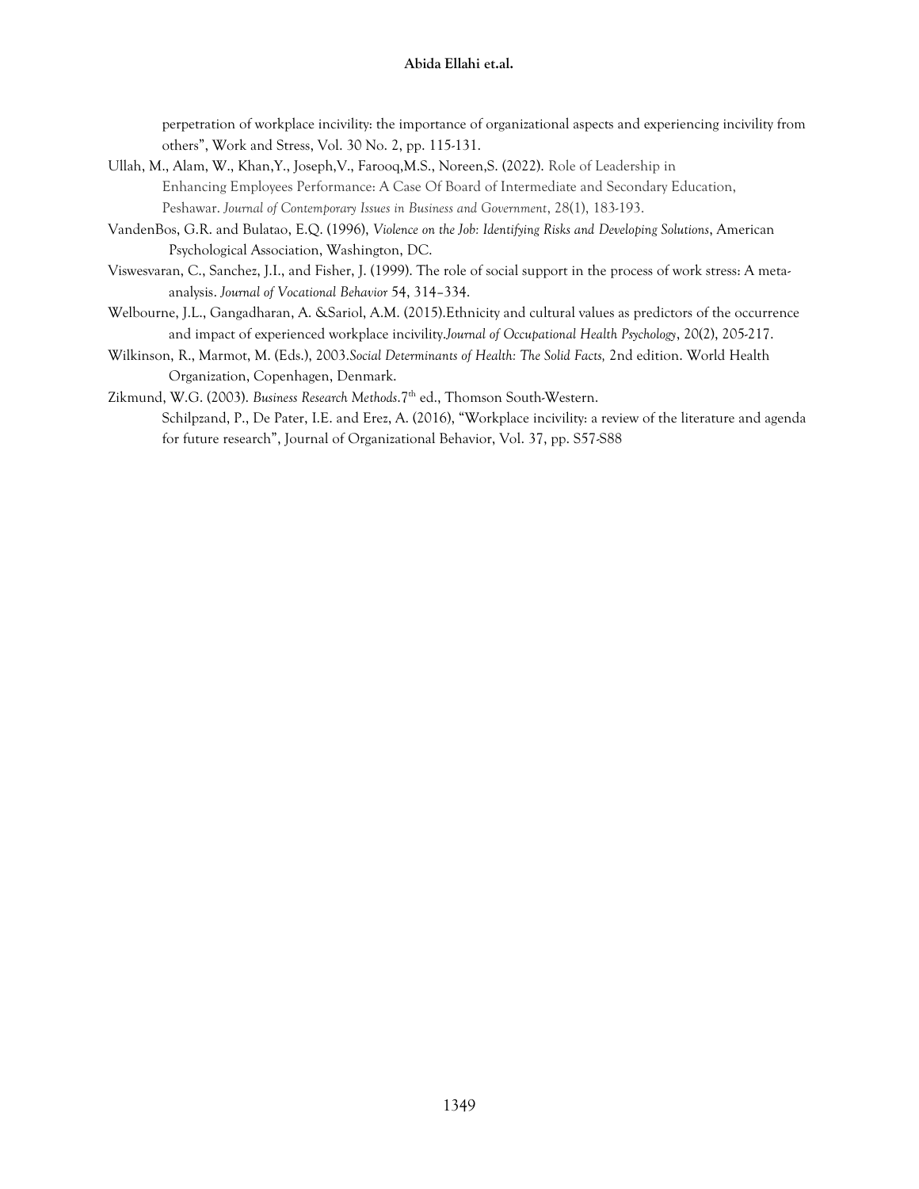perpetration of workplace incivility: the importance of organizational aspects and experiencing incivility from others", Work and Stress, Vol. 30 No. 2, pp. 115-131.

Ullah, M., Alam, W., Khan,Y., Joseph,V., Farooq,M.S., Noreen,S. (2022). Role of Leadership in Enhancing Employees Performance: A Case Of Board of Intermediate and Secondary Education, Peshawar. *Journal of Contemporary Issues in Business and Government*, 28(1), 183-193.

VandenBos, G.R. and Bulatao, E.Q. (1996), *Violence on the Job: Identifying Risks and Developing Solutions*, American Psychological Association, Washington, DC.

Viswesvaran, C., Sanchez, J.I., and Fisher, J. (1999). The role of social support in the process of work stress: A meta-analysis. *Journal of Vocational Behavior* 54, 314–334.

Welbourne, J.L., Gangadharan, A. &Sariol, A.M. (2015).Ethnicity and cultural values as predictors of the occurrence and impact of experienced workplace incivility.*Journal of Occupational Health Psychology*, 20(2), 205-217.

Wilkinson, R., Marmot, M. (Eds.), 2003.*Social Determinants of Health: The Solid Facts,* 2nd edition. World Health Organization, Copenhagen, Denmark.

Zikmund, W.G. (2003). *Business Research Methods*.7th ed., Thomson South-Western.

Schilpzand, P., De Pater, I.E. and Erez, A. (2016), "Workplace incivility: a review of the literature and agenda for future research", Journal of Organizational Behavior, Vol. 37, pp. S57-S88